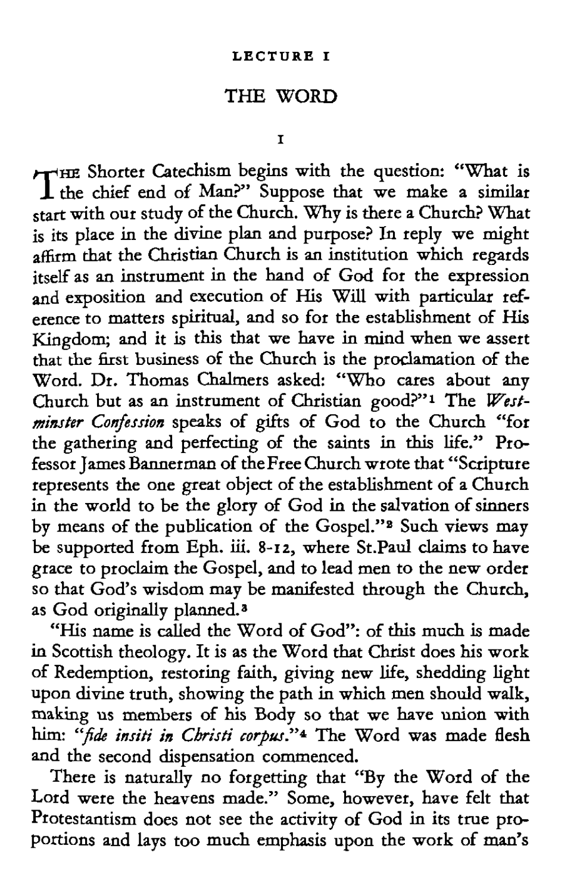LECTURE I

# THE WORD

## I

THE Shorter Catechism begins with the question: "What is the chief end of Man?" Suppose that we make a similar start with our study of the Church. Why is there a Church? What is its place in the divine plan and purpose? In reply we might affirm that the Christian Church is an institution which regards itself as an instrument in the hand of God for the expression and exposition and execution of His Will with particular reference to matters spiritual, and so for the establishment of His Kingdom; and it is this that we have in mind when we assert that the first business of the Church is the proclamation of the Word. Dr. Thomas Chalmers asked: "Who cares about any Church but as an instrument of Christian good?"[1] The *Westminster Confession* speaks of gifts of God to the Church "for the gathering and perfecting of the saints in this life." Professor James Bannerman of the Free Church wrote that "Scripture represents the one great object of the establishment of a Church in the world to be the glory of God in the salvation of sinners by means of the publication of the Gospel."[2] Such views may be supported from Eph. iii. 8-12, where St.Paul claims to have grace to proclaim the Gospel, and to lead men to the new order so that God's wisdom may be manifested through the Church, as God originally planned.[3]

"His name is called the Word of God": of this much is made in Scottish theology. It is as the Word that Christ does his work of Redemption, restoring faith, giving new life, shedding light upon divine truth, showing the path in which men should walk, making us members of his Body so that we have union with him: "*fide insiti in Christi corpus*."[4] The Word was made flesh and the second dispensation commenced.

There is naturally no forgetting that "By the Word of the Lord were the heavens made." Some, however, have felt that Protestantism does not see the activity of God in its true proportions and lays too much emphasis upon the work of man's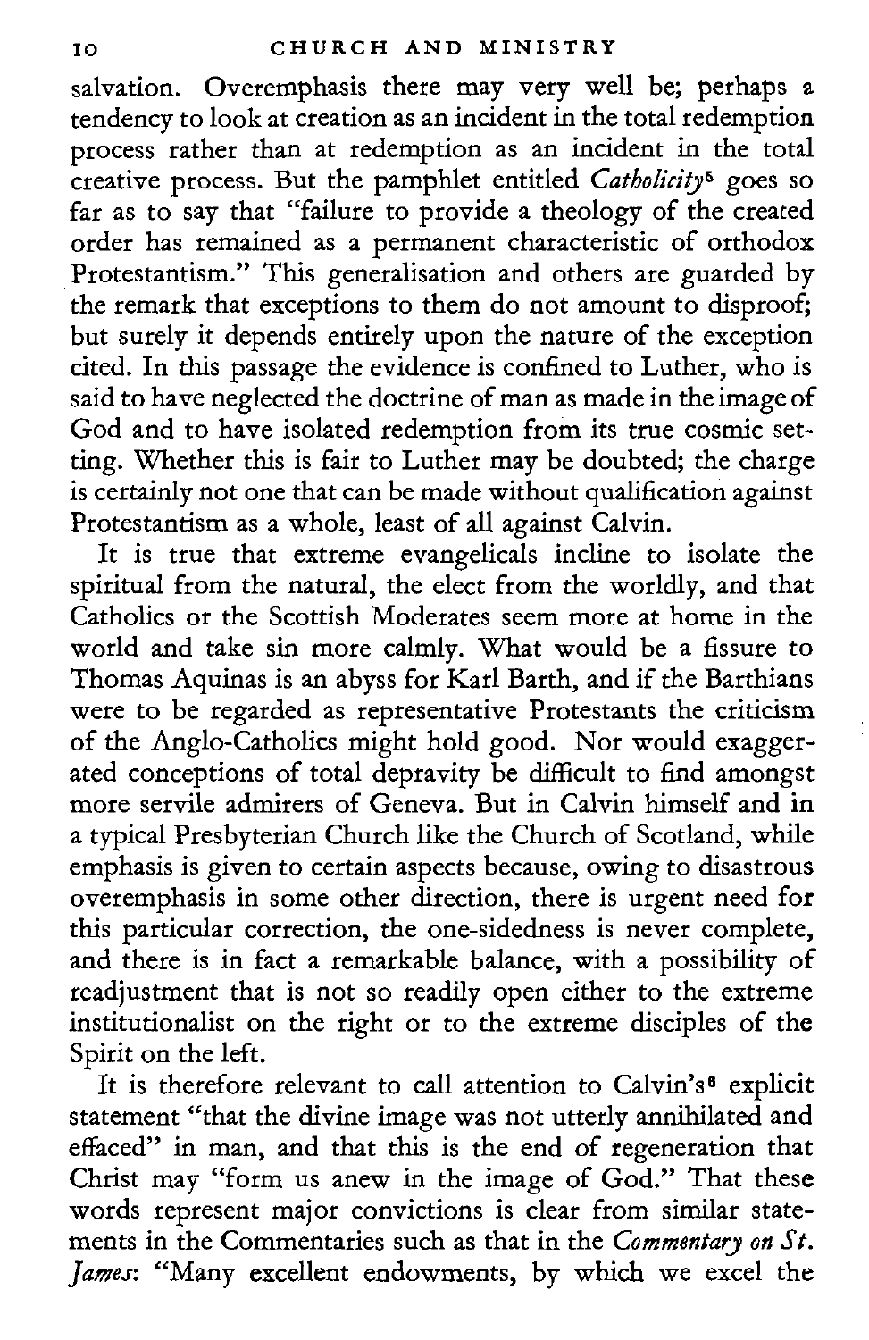salvation. Overemphasis there may very well be; perhaps a tendency to look at creation as an incident in the total redemption process rather than at redemption as an incident in the total creative process. But the pamphlet entitled *Catholicity*[5] goes so far as to say that "failure to provide a theology of the created order has remained as a permanent characteristic of orthodox Protestantism." This generalisation and others are guarded by the remark that exceptions to them do not amount to disproof; but surely it depends entirely upon the nature of the exception cited. In this passage the evidence is confined to Luther, who is said to have neglected the doctrine of man as made in the image of God and to have isolated redemption from its true cosmic setting. Whether this is fair to Luther may be doubted; the charge is certainly not one that can be made without qualification against Protestantism as a whole, least of all against Calvin.

It is true that extreme evangelicals incline to isolate the spiritual from the natural, the elect from the worldly, and that Catholics or the Scottish Moderates seem more at home in the world and take sin more calmly. What would be a fissure to Thomas Aquinas is an abyss for Karl Barth, and if the Barthians were to be regarded as representative Protestants the criticism of the Anglo-Catholics might hold good. Nor would exaggerated conceptions of total depravity be difficult to find amongst more servile admirers of Geneva. But in Calvin himself and in a typical Presbyterian Church like the Church of Scotland, while emphasis is given to certain aspects because, owing to disastrous overemphasis in some other direction, there is urgent need for this particular correction, the one-sidedness is never complete, and there is in fact a remarkable balance, with a possibility of readjustment that is not so readily open either to the extreme institutionalist on the right or to the extreme disciples of the Spirit on the left.

It is therefore relevant to call attention to Calvin's[6] explicit statement "that the divine image was not utterly annihilated and effaced" in man, and that this is the end of regeneration that Christ may "form us anew in the image of God." That these words represent major convictions is clear from similar statements in the Commentaries such as that in the *Commentary on St. James*: "Many excellent endowments, by which we excel the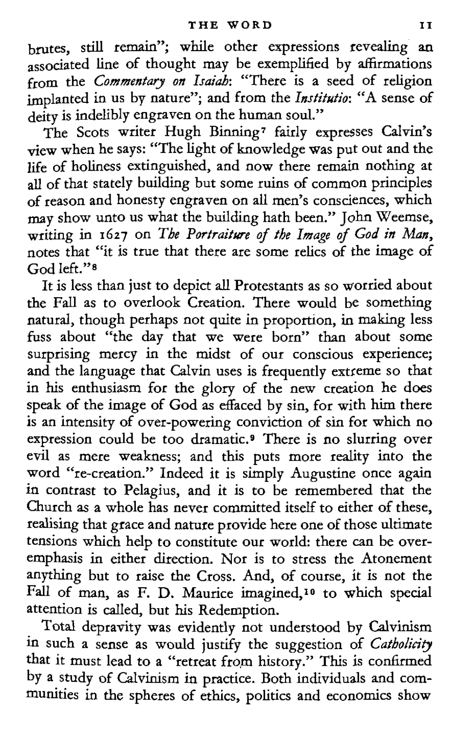brutes, still remain"; while other expressions revealing an associated line of thought may be exemplified by affirmations from the *Commentary on Isaiah*: "There is a seed of religion implanted in us by nature"; and from the *Institutio*: "A sense of deity is indelibly engraven on the human soul."

The Scots writer Hugh Binning[7] fairly expresses Calvin's view when he says: "The light of knowledge was put out and the life of holiness extinguished, and now there remain nothing at all of that stately building but some ruins of common principles of reason and honesty engraven on all men's consciences, which may show unto us what the building hath been." John Weemse, writing in 1627 on *The Portraiture of the Image of God in Man*, notes that "it is true that there are some relics of the image of God left."[8]

It is less than just to depict all Protestants as so worried about the Fall as to overlook Creation. There would be something natural, though perhaps not quite in proportion, in making less fuss about "the day that we were born" than about some surprising mercy in the midst of our conscious experience; and the language that Calvin uses is frequently extreme so that in his enthusiasm for the glory of the new creation he does speak of the image of God as effaced by sin, for with him there is an intensity of over-powering conviction of sin for which no expression could be too dramatic.[9] There is no slurring over evil as mere weakness; and this puts more reality into the word "re-creation." Indeed it is simply Augustine once again in contrast to Pelagius, and it is to be remembered that the Church as a whole has never committed itself to either of these, realising that grace and nature provide here one of those ultimate tensions which help to constitute our world: there can be over-emphasis in either direction. Nor is to stress the Atonement anything but to raise the Cross. And, of course, it is not the Fall of man, as F. D. Maurice imagined,[10] to which special attention is called, but his Redemption.

Total depravity was evidently not understood by Calvinism in such a sense as would justify the suggestion of *Catholicity* that it must lead to a "retreat from history." This is confirmed by a study of Calvinism in practice. Both individuals and communities in the spheres of ethics, politics and economics show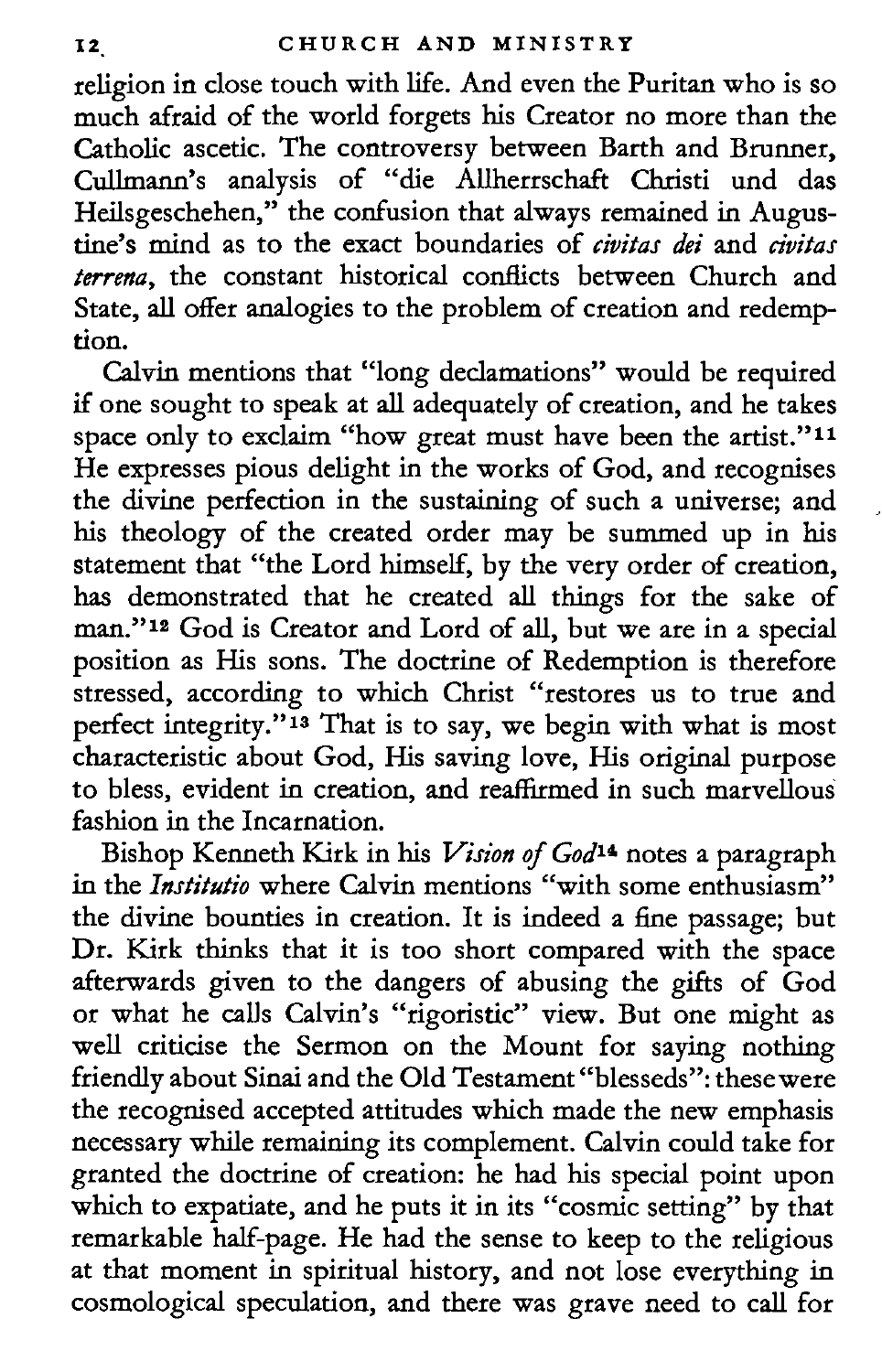religion in close touch with life. And even the Puritan who is so much afraid of the world forgets his Creator no more than the Catholic ascetic. The controversy between Barth and Brunner, Cullmann's analysis of "die Allherrschaft Christi und das Heilsgeschehen," the confusion that always remained in Augustine's mind as to the exact boundaries of *civitas dei* and *civitas terrena*, the constant historical conflicts between Church and State, all offer analogies to the problem of creation and redemption.

Calvin mentions that "long declamations" would be required if one sought to speak at all adequately of creation, and he takes space only to exclaim "how great must have been the artist."[11] He expresses pious delight in the works of God, and recognises the divine perfection in the sustaining of such a universe; and his theology of the created order may be summed up in his statement that "the Lord himself, by the very order of creation, has demonstrated that he created all things for the sake of man."[12] God is Creator and Lord of all, but we are in a special position as His sons. The doctrine of Redemption is therefore stressed, according to which Christ "restores us to true and perfect integrity."[13] That is to say, we begin with what is most characteristic about God, His saving love, His original purpose to bless, evident in creation, and reaffirmed in such marvellous fashion in the Incarnation.

Bishop Kenneth Kirk in his *Vision of God*[14] notes a paragraph in the *Institutio* where Calvin mentions "with some enthusiasm" the divine bounties in creation. It is indeed a fine passage; but Dr. Kirk thinks that it is too short compared with the space afterwards given to the dangers of abusing the gifts of God or what he calls Calvin's "rigoristic" view. But one might as well criticise the Sermon on the Mount for saying nothing friendly about Sinai and the Old Testament "blesseds": these were the recognised accepted attitudes which made the new emphasis necessary while remaining its complement. Calvin could take for granted the doctrine of creation: he had his special point upon which to expatiate, and he puts it in its "cosmic setting" by that remarkable half-page. He had the sense to keep to the religious at that moment in spiritual history, and not lose everything in cosmological speculation, and there was grave need to call for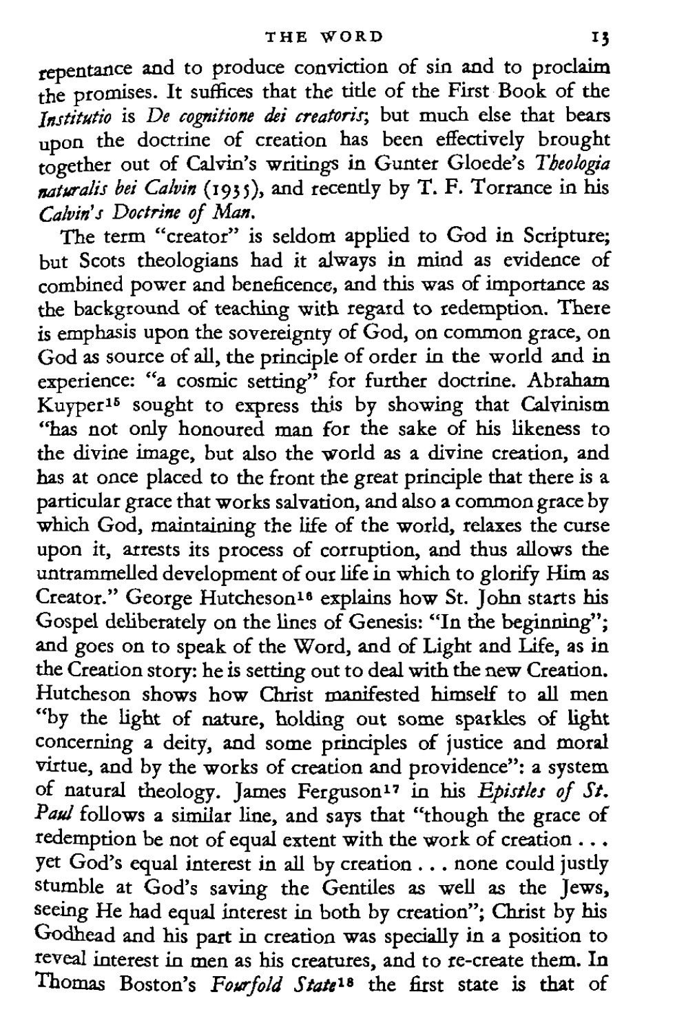repentance and to produce conviction of sin and to proclaim the promises. It suffices that the title of the First Book of the *Institutio* is *De cognitione dei creatoris*; but much else that bears upon the doctrine of creation has been effectively brought together out of Calvin's writings in Gunter Gloede's *Theologia naturalis bei Calvin* (1935), and recently by T. F. Torrance in his *Calvin's Doctrine of Man*.

The term "creator" is seldom applied to God in Scripture; but Scots theologians had it always in mind as evidence of combined power and beneficence, and this was of importance as the background of teaching with regard to redemption. There is emphasis upon the sovereignty of God, on common grace, on God as source of all, the principle of order in the world and in experience: "a cosmic setting" for further doctrine. Abraham Kuyper[15] sought to express this by showing that Calvinism "has not only honoured man for the sake of his likeness to the divine image, but also the world as a divine creation, and has at once placed to the front the great principle that there is a particular grace that works salvation, and also a common grace by which God, maintaining the life of the world, relaxes the curse upon it, arrests its process of corruption, and thus allows the untrammelled development of our life in which to glorify Him as Creator." George Hutcheson[16] explains how St. John starts his Gospel deliberately on the lines of Genesis: "In the beginning"; and goes on to speak of the Word, and of Light and Life, as in the Creation story: he is setting out to deal with the new Creation. Hutcheson shows how Christ manifested himself to all men "by the light of nature, holding out some sparkles of light concerning a deity, and some principles of justice and moral virtue, and by the works of creation and providence": a system of natural theology. James Ferguson[17] in his *Epistles of St. Paul* follows a similar line, and says that "though the grace of redemption be not of equal extent with the work of creation . . . yet God's equal interest in all by creation . . . none could justly stumble at God's saving the Gentiles as well as the Jews, seeing He had equal interest in both by creation"; Christ by his Godhead and his part in creation was specially in a position to reveal interest in men as his creatures, and to re-create them. In Thomas Boston's *Fourfold State*[18] the first state is that of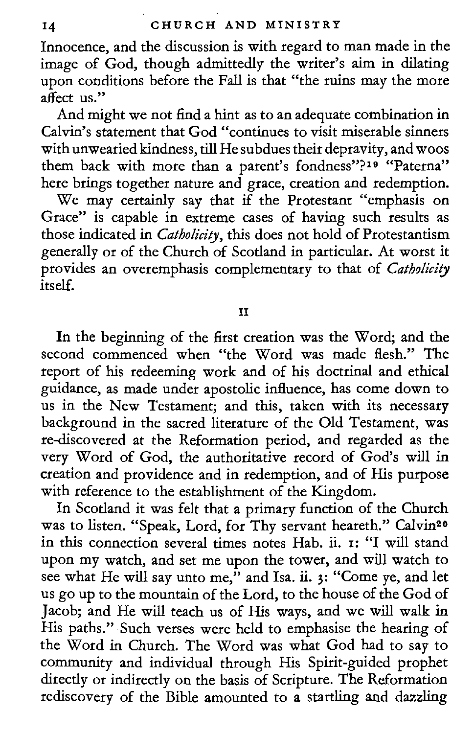Innocence, and the discussion is with regard to man made in the image of God, though admittedly the writer's aim in dilating upon conditions before the Fall is that "the ruins may the more affect us."

And might we not find a hint as to an adequate combination in Calvin's statement that God "continues to visit miserable sinners with unwearied kindness, till He subdues their depravity, and woos them back with more than a parent's fondness"?[19] "Paterna" here brings together nature and grace, creation and redemption.

We may certainly say that if the Protestant "emphasis on Grace" is capable in extreme cases of having such results as those indicated in *Catholicity*, this does not hold of Protestantism generally or of the Church of Scotland in particular. At worst it provides an overemphasis complementary to that of *Catholicity* itself.

## II

In the beginning of the first creation was the Word; and the second commenced when "the Word was made flesh." The report of his redeeming work and of his doctrinal and ethical guidance, as made under apostolic influence, has come down to us in the New Testament; and this, taken with its necessary background in the sacred literature of the Old Testament, was re-discovered at the Reformation period, and regarded as the very Word of God, the authoritative record of God's will in creation and providence and in redemption, and of His purpose with reference to the establishment of the Kingdom.

In Scotland it was felt that a primary function of the Church was to listen. "Speak, Lord, for Thy servant heareth." Calvin[20] in this connection several times notes Hab. ii. 1: "I will stand upon my watch, and set me upon the tower, and will watch to see what He will say unto me," and Isa. ii. 3: "Come ye, and let us go up to the mountain of the Lord, to the house of the God of Jacob; and He will teach us of His ways, and we will walk in His paths." Such verses were held to emphasise the hearing of the Word in Church. The Word was what God had to say to community and individual through His Spirit-guided prophet directly or indirectly on the basis of Scripture. The Reformation rediscovery of the Bible amounted to a startling and dazzling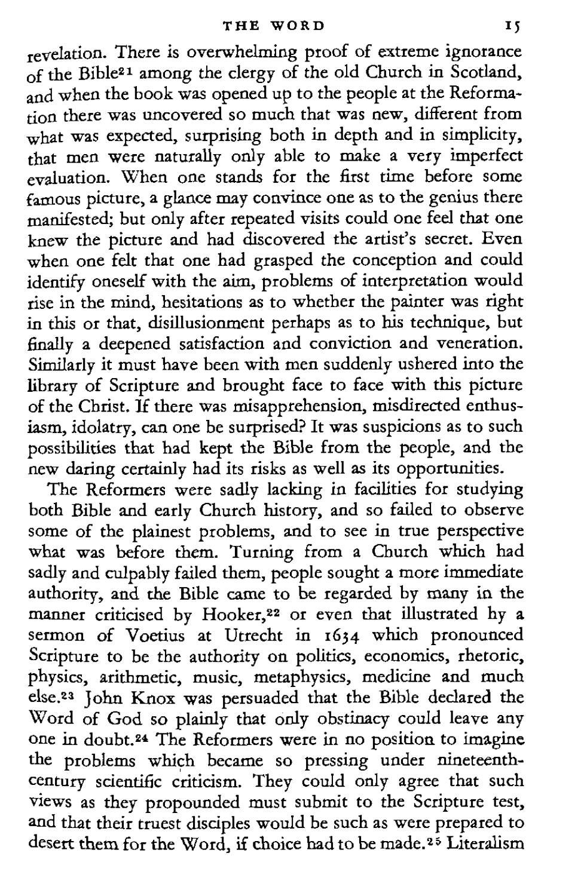revelation. There is overwhelming proof of extreme ignorance of the Bible[21] among the clergy of the old Church in Scotland, and when the book was opened up to the people at the Reformation there was uncovered so much that was new, different from what was expected, surprising both in depth and in simplicity, that men were naturally only able to make a very imperfect evaluation. When one stands for the first time before some famous picture, a glance may convince one as to the genius there manifested; but only after repeated visits could one feel that one knew the picture and had discovered the artist's secret. Even when one felt that one had grasped the conception and could identify oneself with the aim, problems of interpretation would rise in the mind, hesitations as to whether the painter was right in this or that, disillusionment perhaps as to his technique, but finally a deepened satisfaction and conviction and veneration. Similarly it must have been with men suddenly ushered into the library of Scripture and brought face to face with this picture of the Christ. If there was misapprehension, misdirected enthusiasm, idolatry, can one be surprised? It was suspicions as to such possibilities that had kept the Bible from the people, and the new daring certainly had its risks as well as its opportunities.

The Reformers were sadly lacking in facilities for studying both Bible and early Church history, and so failed to observe some of the plainest problems, and to see in true perspective what was before them. Turning from a Church which had sadly and culpably failed them, people sought a more immediate authority, and the Bible came to be regarded by many in the manner criticised by Hooker,[22] or even that illustrated hy a sermon of Voetius at Utrecht in 1634 which pronounced Scripture to be the authority on politics, economics, rhetoric, physics, arithmetic, music, metaphysics, medicine and much else.[23] John Knox was persuaded that the Bible declared the Word of God so plainly that only obstinacy could leave any one in doubt.[24] The Reformers were in no position to imagine the problems which became so pressing under nineteenth-century scientific criticism. They could only agree that such views as they propounded must submit to the Scripture test, and that their truest disciples would be such as were prepared to desert them for the Word, if choice had to be made.[25] Literalism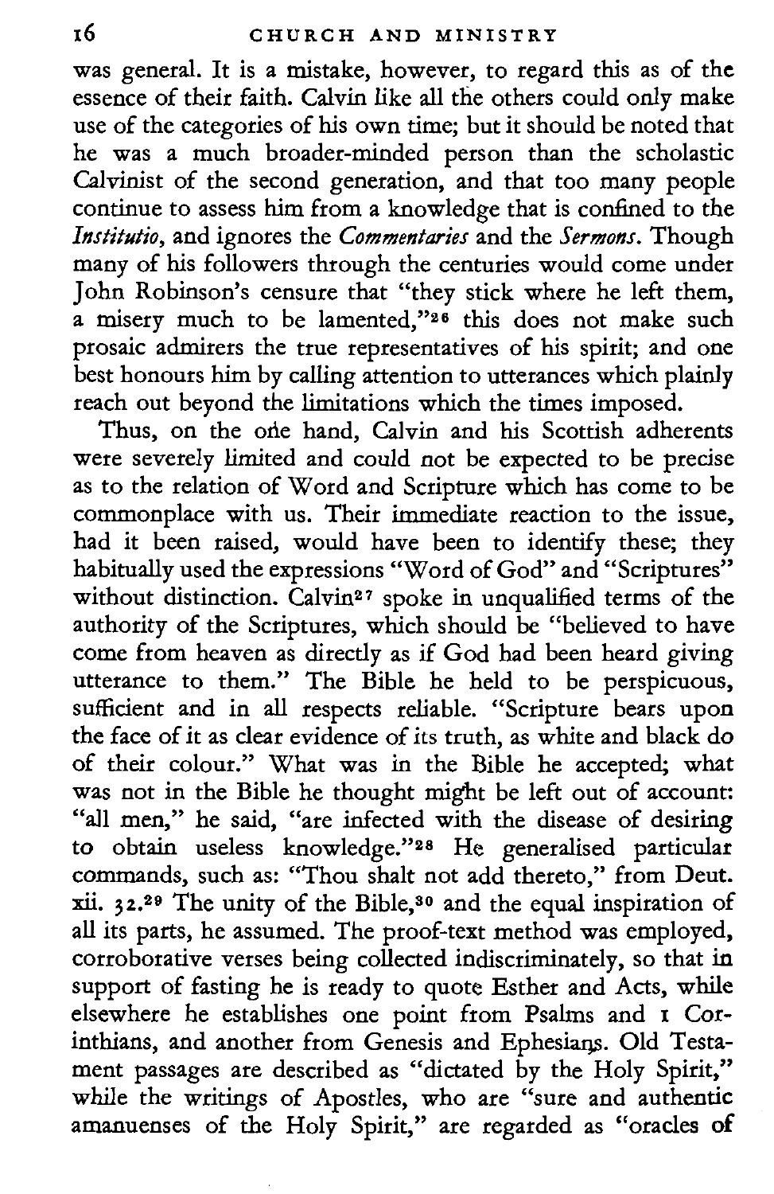was general. It is a mistake, however, to regard this as of the essence of their faith. Calvin like all the others could only make use of the categories of his own time; but it should be noted that he was a much broader-minded person than the scholastic Calvinist of the second generation, and that too many people continue to assess him from a knowledge that is confined to the *Institutio*, and ignores the *Commentaries* and the *Sermons*. Though many of his followers through the centuries would come under John Robinson's censure that "they stick where he left them, a misery much to be lamented,"[26] this does not make such prosaic admirers the true representatives of his spirit; and one best honours him by calling attention to utterances which plainly reach out beyond the limitations which the times imposed.

Thus, on the one hand, Calvin and his Scottish adherents were severely limited and could not be expected to be precise as to the relation of Word and Scripture which has come to be commonplace with us. Their immediate reaction to the issue, had it been raised, would have been to identify these; they habitually used the expressions "Word of God" and "Scriptures" without distinction. Calvin[27] spoke in unqualified terms of the authority of the Scriptures, which should be "believed to have come from heaven as directly as if God had been heard giving utterance to them." The Bible he held to be perspicuous, sufficient and in all respects reliable. "Scripture bears upon the face of it as clear evidence of its truth, as white and black do of their colour." What was in the Bible he accepted; what was not in the Bible he thought might be left out of account: "all men," he said, "are infected with the disease of desiring to obtain useless knowledge."[28] He generalised particular commands, such as: "Thou shalt not add thereto," from Deut. xii. 32.[29] The unity of the Bible,[30] and the equal inspiration of all its parts, he assumed. The proof-text method was employed, corroborative verses being collected indiscriminately, so that in support of fasting he is ready to quote Esther and Acts, while elsewhere he establishes one point from Psalms and 1 Corinthians, and another from Genesis and Ephesians. Old Testament passages are described as "dictated by the Holy Spirit," while the writings of Apostles, who are "sure and authentic amanuenses of the Holy Spirit," are regarded as "oracles of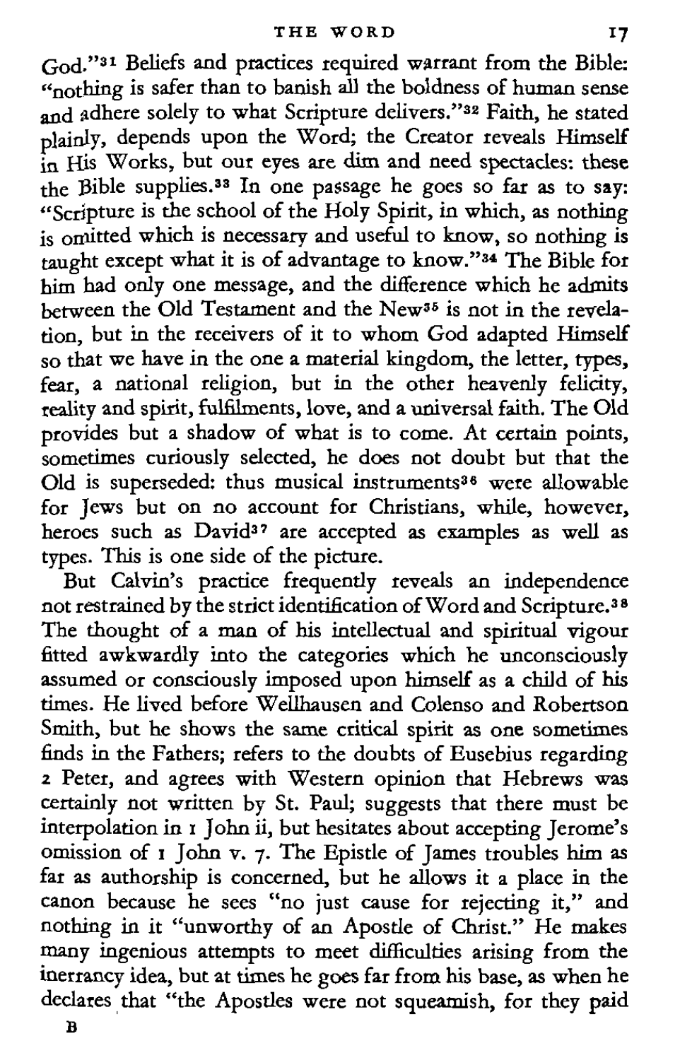God."[31] Beliefs and practices required warrant from the Bible: "nothing is safer than to banish all the boldness of human sense and adhere solely to what Scripture delivers."[32] Faith, he stated plainly, depends upon the Word; the Creator reveals Himself in His Works, but our eyes are dim and need spectacles: these the Bible supplies.[33] In one passage he goes so far as to say: "Scripture is the school of the Holy Spirit, in which, as nothing is omitted which is necessary and useful to know, so nothing is taught except what it is of advantage to know."[34] The Bible for him had only one message, and the difference which he admits between the Old Testament and the New[35] is not in the revelation, but in the receivers of it to whom God adapted Himself so that we have in the one a material kingdom, the letter, types, fear, a national religion, but in the other heavenly felicity, reality and spirit, fulfilments, love, and a universal faith. The Old provides but a shadow of what is to come. At certain points, sometimes curiously selected, he does not doubt but that the Old is superseded: thus musical instruments[36] were allowable for Jews but on no account for Christians, while, however, heroes such as David[37] are accepted as examples as well as types. This is one side of the picture.

But Calvin's practice frequently reveals an independence not restrained by the strict identification of Word and Scripture.[38] The thought of a man of his intellectual and spiritual vigour fitted awkwardly into the categories which he unconsciously assumed or consciously imposed upon himself as a child of his times. He lived before Wellhausen and Colenso and Robertson Smith, but he shows the same critical spirit as one sometimes finds in the Fathers; refers to the doubts of Eusebius regarding 2 Peter, and agrees with Western opinion that Hebrews was certainly not written by St. Paul; suggests that there must be interpolation in 1 John ii, but hesitates about accepting Jerome's omission of 1 John v. 7. The Epistle of James troubles him as far as authorship is concerned, but he allows it a place in the canon because he sees "no just cause for rejecting it," and nothing in it "unworthy of an Apostle of Christ." He makes many ingenious attempts to meet difficulties arising from the inerrancy idea, but at times he goes far from his base, as when he declares that "the Apostles were not squeamish, for they paid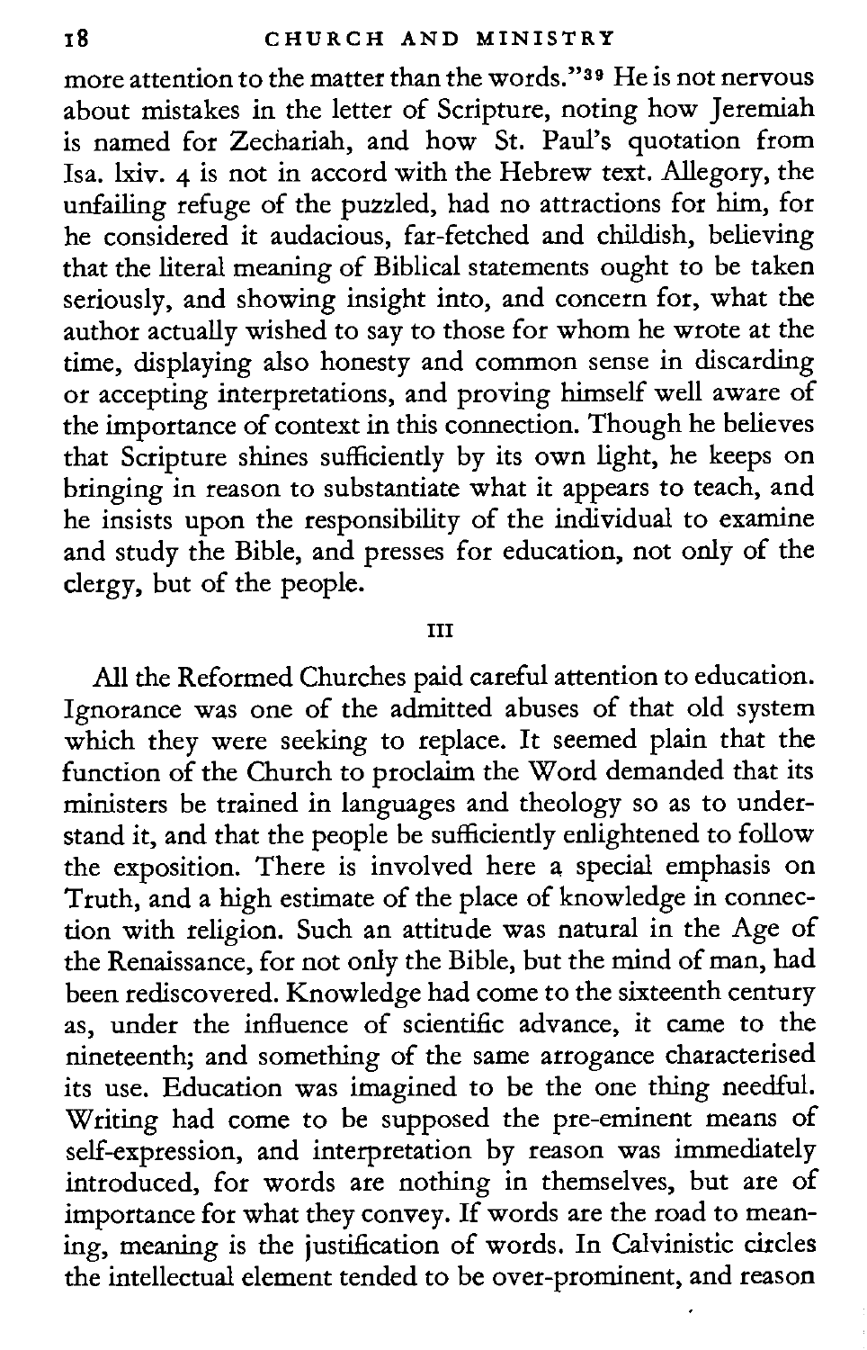more attention to the matter than the words."[39] He is not nervous about mistakes in the letter of Scripture, noting how Jeremiah is named for Zechariah, and how St. Paul's quotation from Isa. lxiv. 4 is not in accord with the Hebrew text. Allegory, the unfailing refuge of the puzzled, had no attractions for him, for he considered it audacious, far-fetched and childish, believing that the literal meaning of Biblical statements ought to be taken seriously, and showing insight into, and concern for, what the author actually wished to say to those for whom he wrote at the time, displaying also honesty and common sense in discarding or accepting interpretations, and proving himself well aware of the importance of context in this connection. Though he believes that Scripture shines sufficiently by its own light, he keeps on bringing in reason to substantiate what it appears to teach, and he insists upon the responsibility of the individual to examine and study the Bible, and presses for education, not only of the clergy, but of the people.

## III

All the Reformed Churches paid careful attention to education. Ignorance was one of the admitted abuses of that old system which they were seeking to replace. It seemed plain that the function of the Church to proclaim the Word demanded that its ministers be trained in languages and theology so as to understand it, and that the people be sufficiently enlightened to follow the exposition. There is involved here a special emphasis on Truth, and a high estimate of the place of knowledge in connection with religion. Such an attitude was natural in the Age of the Renaissance, for not only the Bible, but the mind of man, had been rediscovered. Knowledge had come to the sixteenth century as, under the influence of scientific advance, it came to the nineteenth; and something of the same arrogance characterised its use. Education was imagined to be the one thing needful. Writing had come to be supposed the pre-eminent means of self-expression, and interpretation by reason was immediately introduced, for words are nothing in themselves, but are of importance for what they convey. If words are the road to meaning, meaning is the justification of words. In Calvinistic circles the intellectual element tended to be over-prominent, and reason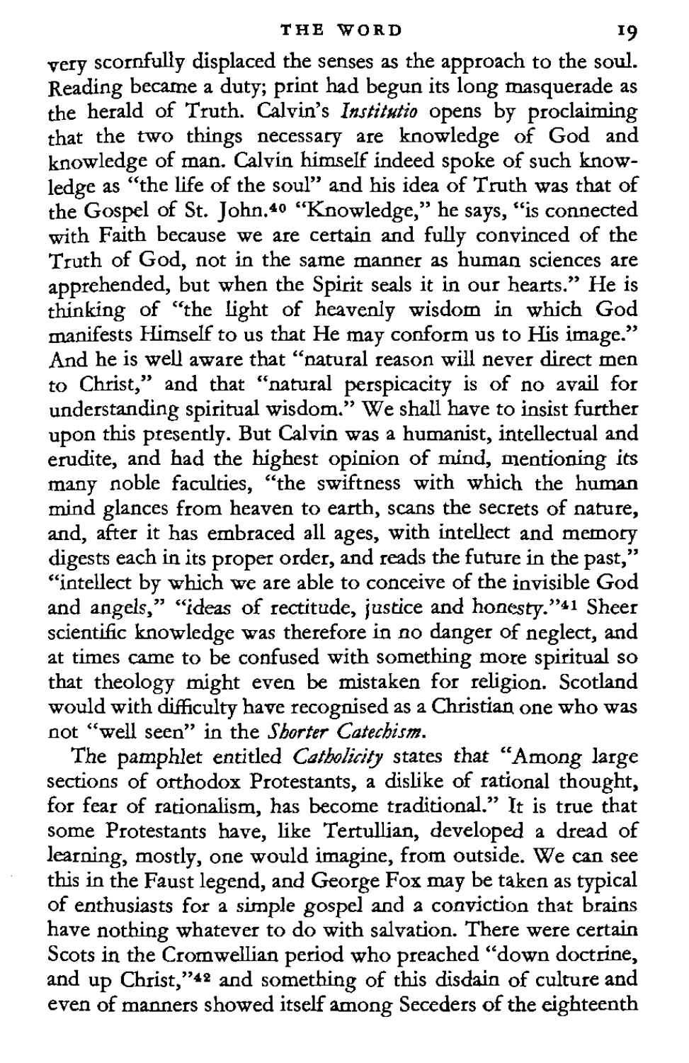very scornfully displaced the senses as the approach to the soul. Reading became a duty; print had begun its long masquerade as the herald of Truth. Calvin's *Institutio* opens by proclaiming that the two things necessary are knowledge of God and knowledge of man. Calvin himself indeed spoke of such knowledge as "the life of the soul" and his idea of Truth was that of the Gospel of St. John.[40] "Knowledge," he says, "is connected with Faith because we are certain and fully convinced of the Truth of God, not in the same manner as human sciences are apprehended, but when the Spirit seals it in our hearts." He is thinking of "the light of heavenly wisdom in which God manifests Himself to us that He may conform us to His image." And he is well aware that "natural reason will never direct men to Christ," and that "natural perspicacity is of no avail for understanding spiritual wisdom." We shall have to insist further upon this presently. But Calvin was a humanist, intellectual and erudite, and had the highest opinion of mind, mentioning its many noble faculties, "the swiftness with which the human mind glances from heaven to earth, scans the secrets of nature, and, after it has embraced all ages, with intellect and memory digests each in its proper order, and reads the future in the past," "intellect by which we are able to conceive of the invisible God and angels," "ideas of rectitude, justice and honesty."[41] Sheer scientific knowledge was therefore in no danger of neglect, and at times came to be confused with something more spiritual so that theology might even be mistaken for religion. Scotland would with difficulty have recognised as a Christian one who was not "well seen" in the *Shorter Catechism*.

The pamphlet entitled *Catholicity* states that "Among large sections of orthodox Protestants, a dislike of rational thought, for fear of rationalism, has become traditional." It is true that some Protestants have, like Tertullian, developed a dread of learning, mostly, one would imagine, from outside. We can see this in the Faust legend, and George Fox may be taken as typical of enthusiasts for a simple gospel and a conviction that brains have nothing whatever to do with salvation. There were certain Scots in the Cromwellian period who preached "down doctrine, and up Christ,"[42] and something of this disdain of culture and even of manners showed itself among Seceders of the eighteenth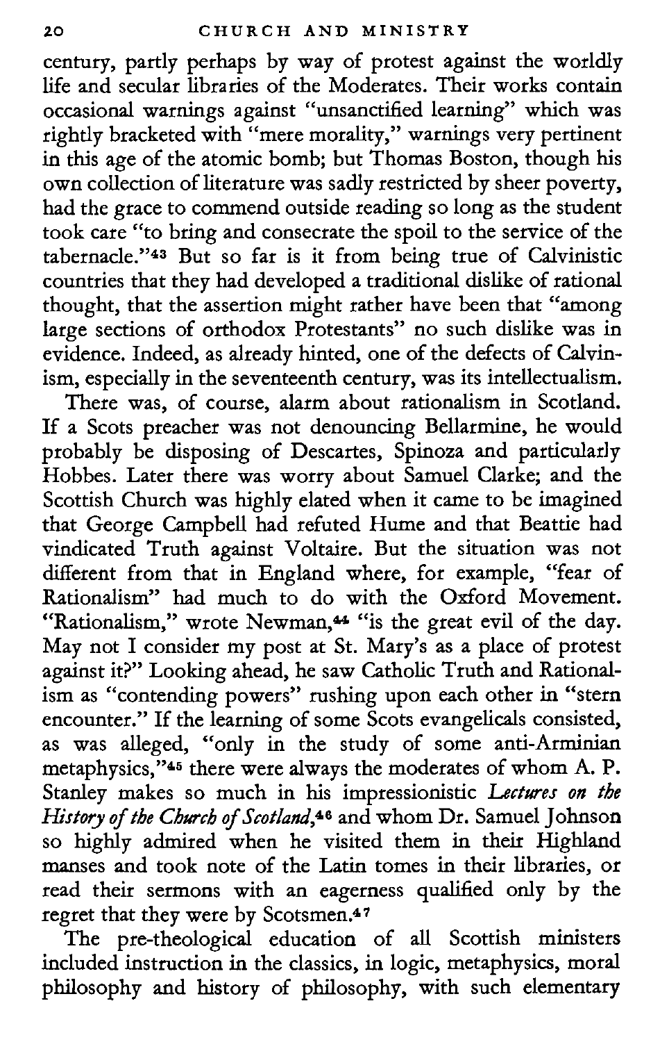century, partly perhaps by way of protest against the worldly life and secular libraries of the Moderates. Their works contain occasional warnings against "unsanctified learning" which was rightly bracketed with "mere morality," warnings very pertinent in this age of the atomic bomb; but Thomas Boston, though his own collection of literature was sadly restricted by sheer poverty, had the grace to commend outside reading so long as the student took care "to bring and consecrate the spoil to the service of the tabernacle."[43] But so far is it from being true of Calvinistic countries that they had developed a traditional dislike of rational thought, that the assertion might rather have been that "among large sections of orthodox Protestants" no such dislike was in evidence. Indeed, as already hinted, one of the defects of Calvinism, especially in the seventeenth century, was its intellectualism.

There was, of course, alarm about rationalism in Scotland. If a Scots preacher was not denouncing Bellarmine, he would probably be disposing of Descartes, Spinoza and particularly Hobbes. Later there was worry about Samuel Clarke; and the Scottish Church was highly elated when it came to be imagined that George Campbell had refuted Hume and that Beattie had vindicated Truth against Voltaire. But the situation was not different from that in England where, for example, "fear of Rationalism" had much to do with the Oxford Movement. "Rationalism," wrote Newman,[44] "is the great evil of the day. May not I consider my post at St. Mary's as a place of protest against it?" Looking ahead, he saw Catholic Truth and Rationalism as "contending powers" rushing upon each other in "stern encounter." If the learning of some Scots evangelicals consisted, as was alleged, "only in the study of some anti-Arminian metaphysics,"[45] there were always the moderates of whom A. P. Stanley makes so much in his impressionistic *Lectures on the History of the Church of Scotland*,[46] and whom Dr. Samuel Johnson so highly admired when he visited them in their Highland manses and took note of the Latin tomes in their libraries, or read their sermons with an eagerness qualified only by the regret that they were by Scotsmen.[47]

The pre-theological education of all Scottish ministers included instruction in the classics, in logic, metaphysics, moral philosophy and history of philosophy, with such elementary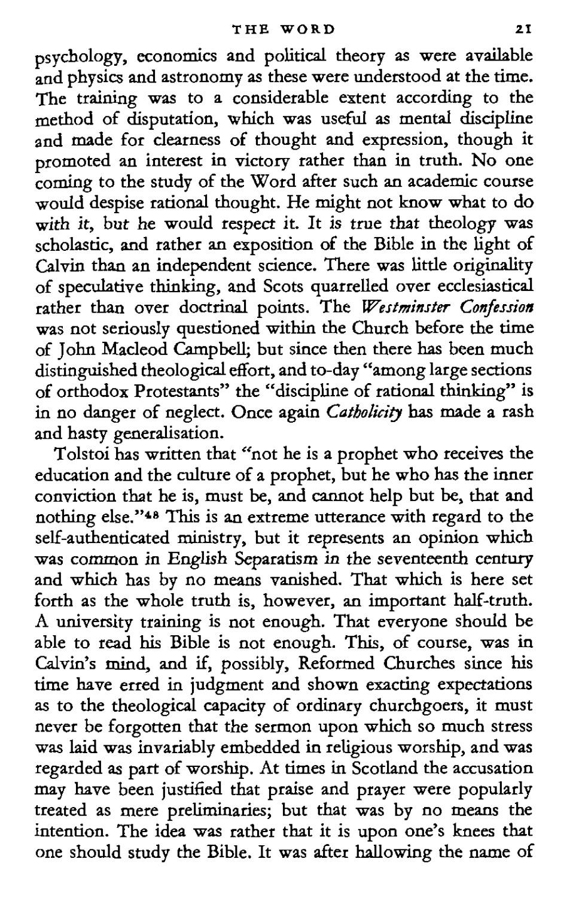psychology, economics and political theory as were available and physics and astronomy as these were understood at the time. The training was to a considerable extent according to the method of disputation, which was useful as mental discipline and made for clearness of thought and expression, though it promoted an interest in victory rather than in truth. No one coming to the study of the Word after such an academic course would despise rational thought. He might not know what to do with it, but he would respect it. It is true that theology was scholastic, and rather an exposition of the Bible in the light of Calvin than an independent science. There was little originality of speculative thinking, and Scots quarrelled over ecclesiastical rather than over doctrinal points. The *Westminster Confession* was not seriously questioned within the Church before the time of John Macleod Campbell; but since then there has been much distinguished theological effort, and to-day "among large sections of orthodox Protestants" the "discipline of rational thinking" is in no danger of neglect. Once again *Catholicity* has made a rash and hasty generalisation.

Tolstoi has written that "not he is a prophet who receives the education and the culture of a prophet, but he who has the inner conviction that he is, must be, and cannot help but be, that and nothing else."[48] This is an extreme utterance with regard to the self-authenticated ministry, but it represents an opinion which was common in English Separatism in the seventeenth century and which has by no means vanished. That which is here set forth as the whole truth is, however, an important half-truth. A university training is not enough. That everyone should be able to read his Bible is not enough. This, of course, was in Calvin's mind, and if, possibly, Reformed Churches since his time have erred in judgment and shown exacting expectations as to the theological capacity of ordinary churchgoers, it must never be forgotten that the sermon upon which so much stress was laid was invariably embedded in religious worship, and was regarded as part of worship. At times in Scotland the accusation may have been justified that praise and prayer were popularly treated as mere preliminaries; but that was by no means the intention. The idea was rather that it is upon one's knees that one should study the Bible. It was after hallowing the name of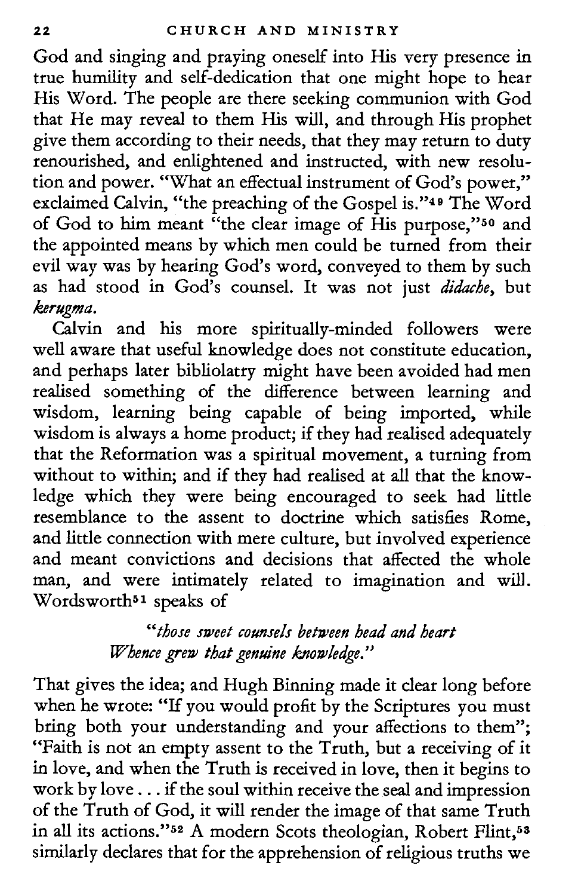God and singing and praying oneself into His very presence in true humility and self-dedication that one might hope to hear His Word. The people are there seeking communion with God that He may reveal to them His will, and through His prophet give them according to their needs, that they may return to duty renourished, and enlightened and instructed, with new resolution and power. "What an effectual instrument of God's power," exclaimed Calvin, "the preaching of the Gospel is."[49] The Word of God to him meant "the clear image of His purpose,"[50] and the appointed means by which men could be turned from their evil way was by hearing God's word, conveyed to them by such as had stood in God's counsel. It was not just *didache*, but *kerugma*.

Calvin and his more spiritually-minded followers were well aware that useful knowledge does not constitute education, and perhaps later bibliolatry might have been avoided had men realised something of the difference between learning and wisdom, learning being capable of being imported, while wisdom is always a home product; if they had realised adequately that the Reformation was a spiritual movement, a turning from without to within; and if they had realised at all that the knowledge which they were being encouraged to seek had little resemblance to the assent to doctrine which satisfies Rome, and little connection with mere culture, but involved experience and meant convictions and decisions that affected the whole man, and were intimately related to imagination and will. Wordsworth[51] speaks of

> "*those sweet counsels between head and heart*
> *Whence grew that genuine knowledge.*"

That gives the idea; and Hugh Binning made it clear long before when he wrote: "If you would profit by the Scriptures you must bring both your understanding and your affections to them"; "Faith is not an empty assent to the Truth, but a receiving of it in love, and when the Truth is received in love, then it begins to work by love . . . if the soul within receive the seal and impression of the Truth of God, it will render the image of that same Truth in all its actions."[52] A modern Scots theologian, Robert Flint,[53] similarly declares that for the apprehension of religious truths we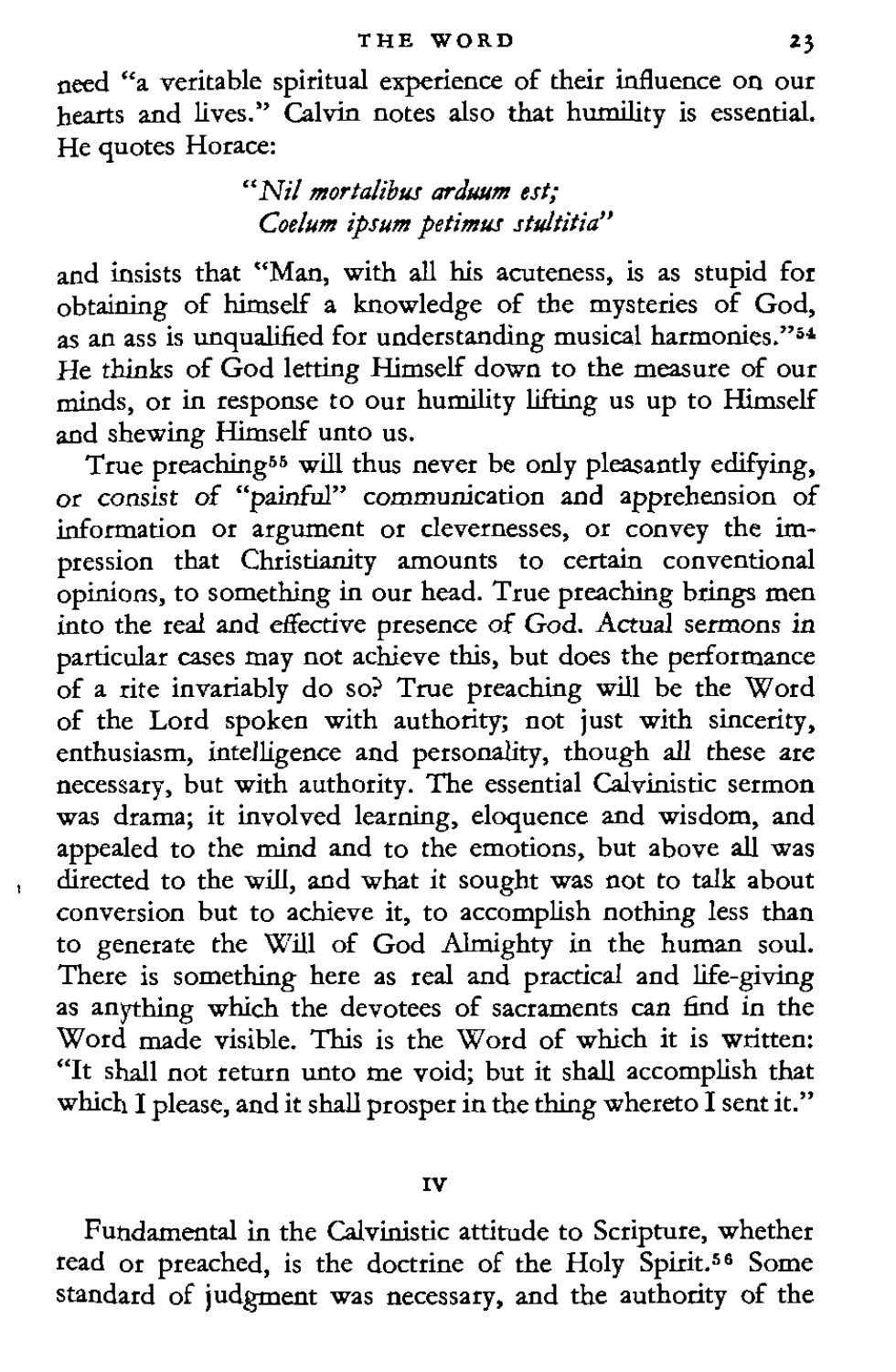need "a veritable spiritual experience of their influence on our hearts and lives." Calvin notes also that humility is essential. He quotes Horace:

> "*Nil mortalibus arduum est;*
> *Coelum ipsum petimus stultitia*"

and insists that "Man, with all his acuteness, is as stupid for obtaining of himself a knowledge of the mysteries of God, as an ass is unqualified for understanding musical harmonies."[54] He thinks of God letting Himself down to the measure of our minds, or in response to our humility lifting us up to Himself and shewing Himself unto us.

True preaching[55] will thus never be only pleasantly edifying, or consist of "painful" communication and apprehension of information or argument or clevernesses, or convey the impression that Christianity amounts to certain conventional opinions, to something in our head. True preaching brings men into the real and effective presence of God. Actual sermons in particular cases may not achieve this, but does the performance of a rite invariably do so? True preaching will be the Word of the Lord spoken with authority; not just with sincerity, enthusiasm, intelligence and personality, though all these are necessary, but with authority. The essential Calvinistic sermon was drama; it involved learning, eloquence and wisdom, and appealed to the mind and to the emotions, but above all was directed to the will, and what it sought was not to talk about conversion but to achieve it, to accomplish nothing less than to generate the Will of God Almighty in the human soul. There is something here as real and practical and life-giving as anything which the devotees of sacraments can find in the Word made visible. This is the Word of which it is written: "It shall not return unto me void; but it shall accomplish that which I please, and it shall prosper in the thing whereto I sent it."

## IV

Fundamental in the Calvinistic attitude to Scripture, whether read or preached, is the doctrine of the Holy Spirit.[56] Some standard of judgment was necessary, and the authority of the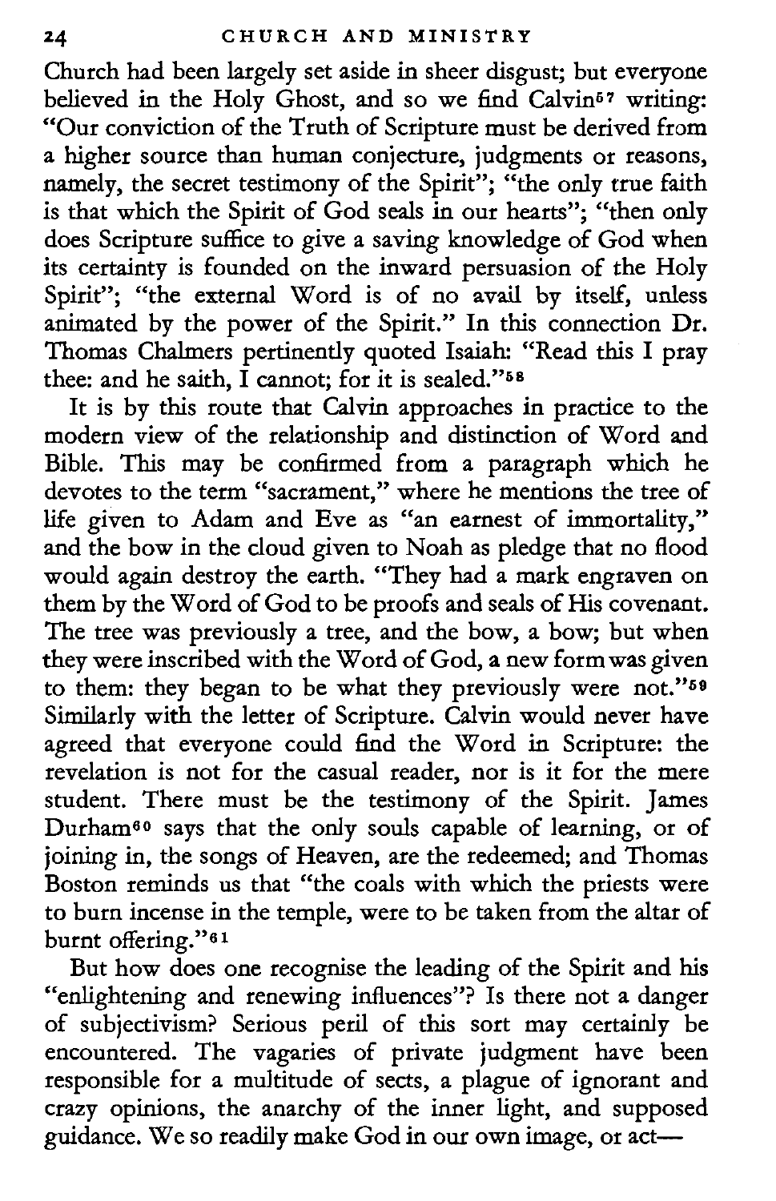Church had been largely set aside in sheer disgust; but everyone believed in the Holy Ghost, and so we find Calvin[57] writing: "Our conviction of the Truth of Scripture must be derived from a higher source than human conjecture, judgments or reasons, namely, the secret testimony of the Spirit"; "the only true faith is that which the Spirit of God seals in our hearts"; "then only does Scripture suffice to give a saving knowledge of God when its certainty is founded on the inward persuasion of the Holy Spirit"; "the external Word is of no avail by itself, unless animated by the power of the Spirit." In this connection Dr. Thomas Chalmers pertinently quoted Isaiah: "Read this I pray thee: and he saith, I cannot; for it is sealed."[58]

It is by this route that Calvin approaches in practice to the modern view of the relationship and distinction of Word and Bible. This may be confirmed from a paragraph which he devotes to the term "sacrament," where he mentions the tree of life given to Adam and Eve as "an earnest of immortality," and the bow in the cloud given to Noah as pledge that no flood would again destroy the earth. "They had a mark engraven on them by the Word of God to be proofs and seals of His covenant. The tree was previously a tree, and the bow, a bow; but when they were inscribed with the Word of God, a new form was given to them: they began to be what they previously were not."[59] Similarly with the letter of Scripture. Calvin would never have agreed that everyone could find the Word in Scripture: the revelation is not for the casual reader, nor is it for the mere student. There must be the testimony of the Spirit. James Durham[60] says that the only souls capable of learning, or of joining in, the songs of Heaven, are the redeemed; and Thomas Boston reminds us that "the coals with which the priests were to burn incense in the temple, were to be taken from the altar of burnt offering."[61]

But how does one recognise the leading of the Spirit and his "enlightening and renewing influences"? Is there not a danger of subjectivism? Serious peril of this sort may certainly be encountered. The vagaries of private judgment have been responsible for a multitude of sects, a plague of ignorant and crazy opinions, the anarchy of the inner light, and supposed guidance. We so readily make God in our own image, or act—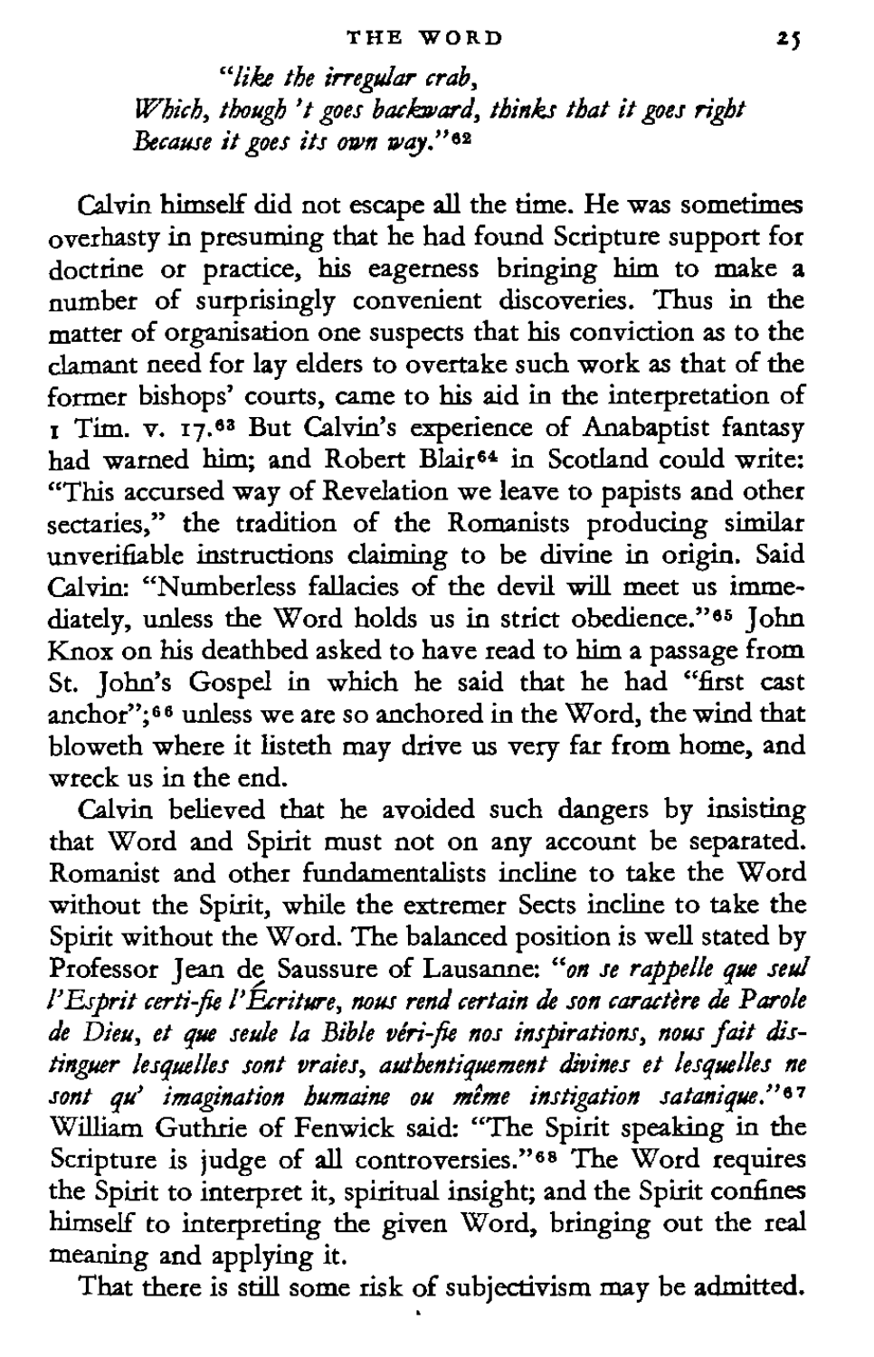*"like the irregular crab,*
*Which, though 't goes backward, thinks that it goes right*
*Because it goes its own way."*[62]

Calvin himself did not escape all the time. He was sometimes overhasty in presuming that he had found Scripture support for doctrine or practice, his eagerness bringing him to make a number of surprisingly convenient discoveries. Thus in the matter of organisation one suspects that his conviction as to the clamant need for lay elders to overtake such work as that of the former bishops' courts, came to his aid in the interpretation of I Tim. v. 17.[63] But Calvin's experience of Anabaptist fantasy had warned him; and Robert Blair[64] in Scotland could write: "This accursed way of Revelation we leave to papists and other sectaries," the tradition of the Romanists producing similar unverifiable instructions claiming to be divine in origin. Said Calvin: "Numberless fallacies of the devil will meet us immediately, unless the Word holds us in strict obedience."[65] John Knox on his deathbed asked to have read to him a passage from St. John's Gospel in which he said that he had "first cast anchor";[66] unless we are so anchored in the Word, the wind that bloweth where it listeth may drive us very far from home, and wreck us in the end.

Calvin believed that he avoided such dangers by insisting that Word and Spirit must not on any account be separated. Romanist and other fundamentalists incline to take the Word without the Spirit, while the extremer Sects incline to take the Spirit without the Word. The balanced position is well stated by Professor Jean de Saussure of Lausanne: *"on se rappelle que seul l'Esprit certi-fie l'Écriture, nous rend certain de son caractère de Parole de Dieu, et que seule la Bible véri-fie nos inspirations, nous fait distinguer lesquelles sont vraies, authentiquement divines et lesquelles ne sont qu' imagination humaine ou même instigation satanique."*[67] William Guthrie of Fenwick said: "The Spirit speaking in the Scripture is judge of all controversies."[68] The Word requires the Spirit to interpret it, spiritual insight; and the Spirit confines himself to interpreting the given Word, bringing out the real meaning and applying it.

That there is still some risk of subjectivism may be admitted.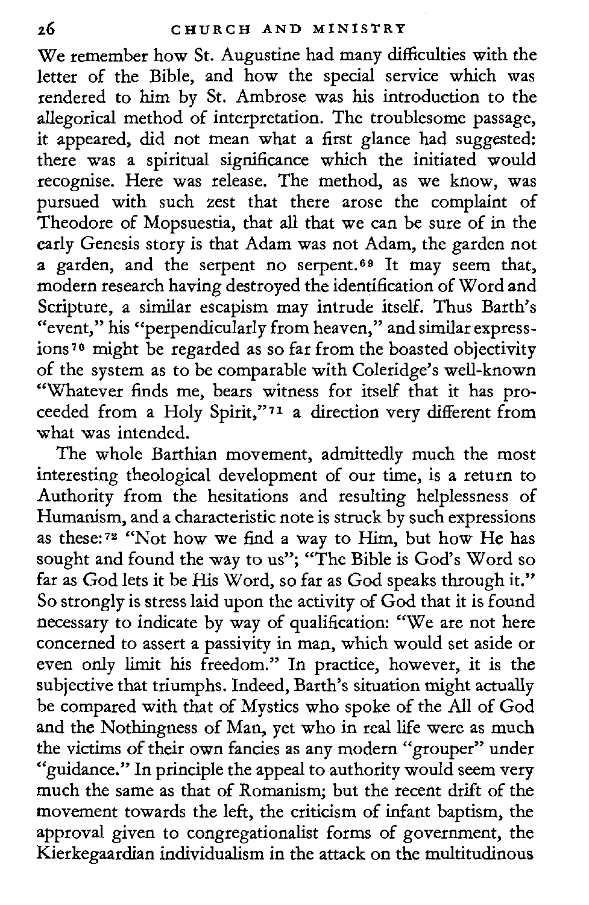We remember how St. Augustine had many difficulties with the letter of the Bible, and how the special service which was rendered to him by St. Ambrose was his introduction to the allegorical method of interpretation. The troublesome passage, it appeared, did not mean what a first glance had suggested: there was a spiritual significance which the initiated would recognise. Here was release. The method, as we know, was pursued with such zest that there arose the complaint of Theodore of Mopsuestia, that all that we can be sure of in the early Genesis story is that Adam was not Adam, the garden not a garden, and the serpent no serpent.[69] It may seem that, modern research having destroyed the identification of Word and Scripture, a similar escapism may intrude itself. Thus Barth's "event," his "perpendicularly from heaven," and similar expressions[70] might be regarded as so far from the boasted objectivity of the system as to be comparable with Coleridge's well-known "Whatever finds me, bears witness for itself that it has proceeded from a Holy Spirit,"[71] a direction very different from what was intended.

The whole Barthian movement, admittedly much the most interesting theological development of our time, is a return to Authority from the hesitations and resulting helplessness of Humanism, and a characteristic note is struck by such expressions as these:[72] "Not how we find a way to Him, but how He has sought and found the way to us"; "The Bible is God's Word so far as God lets it be His Word, so far as God speaks through it." So strongly is stress laid upon the activity of God that it is found necessary to indicate by way of qualification: "We are not here concerned to assert a passivity in man, which would set aside or even only limit his freedom." In practice, however, it is the subjective that triumphs. Indeed, Barth's situation might actually be compared with that of Mystics who spoke of the All of God and the Nothingness of Man, yet who in real life were as much the victims of their own fancies as any modern "grouper" under "guidance." In principle the appeal to authority would seem very much the same as that of Romanism; but the recent drift of the movement towards the left, the criticism of infant baptism, the approval given to congregationalist forms of government, the Kierkegaardian individualism in the attack on the multitudinous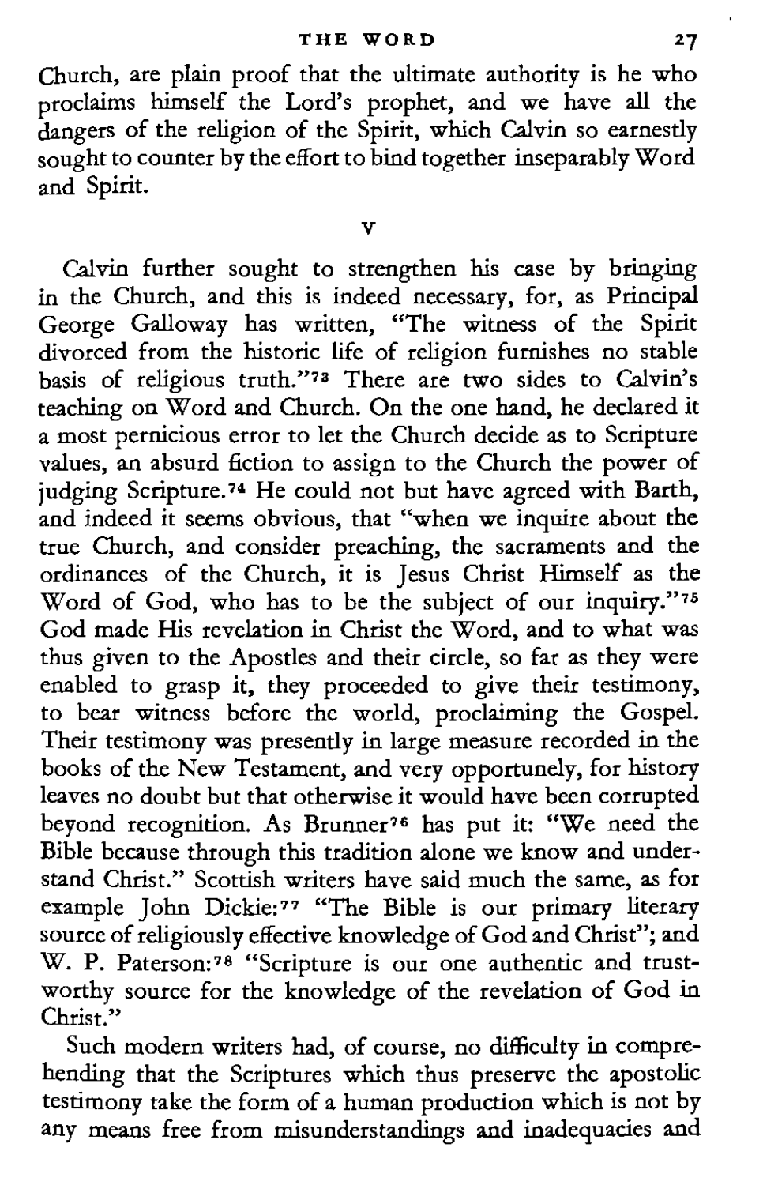Church, are plain proof that the ultimate authority is he who proclaims himself the Lord's prophet, and we have all the dangers of the religion of the Spirit, which Calvin so earnestly sought to counter by the effort to bind together inseparably Word and Spirit.

## V

Calvin further sought to strengthen his case by bringing in the Church, and this is indeed necessary, for, as Principal George Galloway has written, "The witness of the Spirit divorced from the historic life of religion furnishes no stable basis of religious truth."[73] There are two sides to Calvin's teaching on Word and Church. On the one hand, he declared it a most pernicious error to let the Church decide as to Scripture values, an absurd fiction to assign to the Church the power of judging Scripture.[74] He could not but have agreed with Barth, and indeed it seems obvious, that "when we inquire about the true Church, and consider preaching, the sacraments and the ordinances of the Church, it is Jesus Christ Himself as the Word of God, who has to be the subject of our inquiry."[75] God made His revelation in Christ the Word, and to what was thus given to the Apostles and their circle, so far as they were enabled to grasp it, they proceeded to give their testimony, to bear witness before the world, proclaiming the Gospel. Their testimony was presently in large measure recorded in the books of the New Testament, and very opportunely, for history leaves no doubt but that otherwise it would have been corrupted beyond recognition. As Brunner[76] has put it: "We need the Bible because through this tradition alone we know and understand Christ." Scottish writers have said much the same, as for example John Dickie:[77] "The Bible is our primary literary source of religiously effective knowledge of God and Christ"; and W. P. Paterson:[78] "Scripture is our one authentic and trustworthy source for the knowledge of the revelation of God in Christ."

Such modern writers had, of course, no difficulty in comprehending that the Scriptures which thus preserve the apostolic testimony take the form of a human production which is not by any means free from misunderstandings and inadequacies and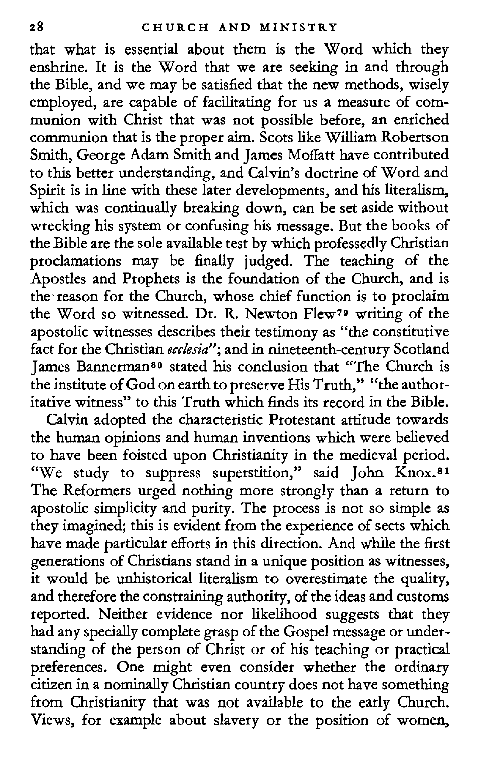that what is essential about them is the Word which they enshrine. It is the Word that we are seeking in and through the Bible, and we may be satisfied that the new methods, wisely employed, are capable of facilitating for us a measure of communion with Christ that was not possible before, an enriched communion that is the proper aim. Scots like William Robertson Smith, George Adam Smith and James Moffatt have contributed to this better understanding, and Calvin's doctrine of Word and Spirit is in line with these later developments, and his literalism, which was continually breaking down, can be set aside without wrecking his system or confusing his message. But the books of the Bible are the sole available test by which professedly Christian proclamations may be finally judged. The teaching of the Apostles and Prophets is the foundation of the Church, and is the reason for the Church, whose chief function is to proclaim the Word so witnessed. Dr. R. Newton Flew[79] writing of the apostolic witnesses describes their testimony as "the constitutive fact for the Christian *ecclesia*"; and in nineteenth-century Scotland James Bannerman[80] stated his conclusion that "The Church is the institute of God on earth to preserve His Truth," "the authoritative witness" to this Truth which finds its record in the Bible.

Calvin adopted the characteristic Protestant attitude towards the human opinions and human inventions which were believed to have been foisted upon Christianity in the medieval period. "We study to suppress superstition," said John Knox.[81] The Reformers urged nothing more strongly than a return to apostolic simplicity and purity. The process is not so simple as they imagined; this is evident from the experience of sects which have made particular efforts in this direction. And while the first generations of Christians stand in a unique position as witnesses, it would be unhistorical literalism to overestimate the quality, and therefore the constraining authority, of the ideas and customs reported. Neither evidence nor likelihood suggests that they had any specially complete grasp of the Gospel message or understanding of the person of Christ or of his teaching or practical preferences. One might even consider whether the ordinary citizen in a nominally Christian country does not have something from Christianity that was not available to the early Church. Views, for example about slavery or the position of women,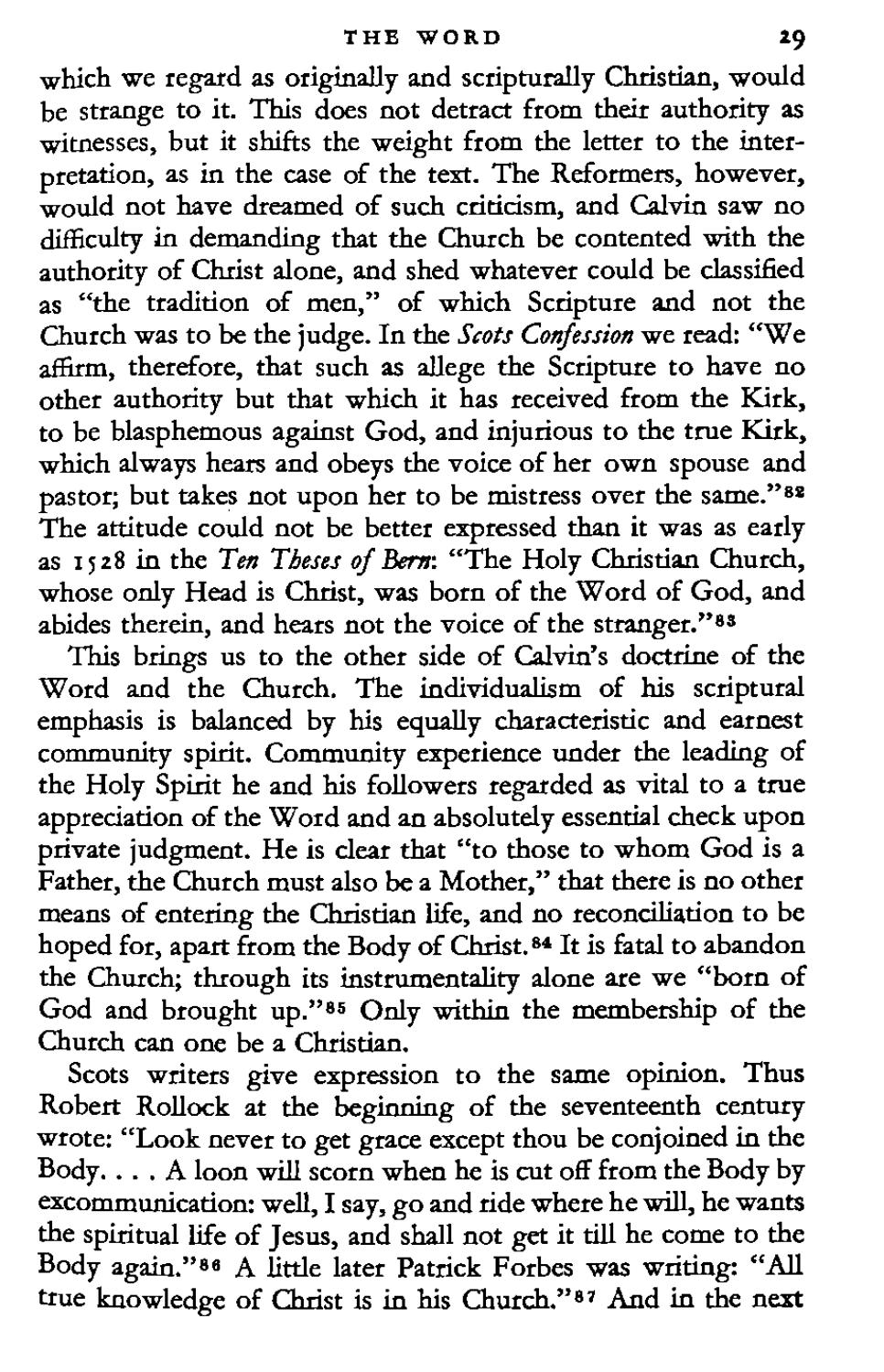which we regard as originally and scripturally Christian, would be strange to it. This does not detract from their authority as witnesses, but it shifts the weight from the letter to the interpretation, as in the case of the text. The Reformers, however, would not have dreamed of such criticism, and Calvin saw no difficulty in demanding that the Church be contented with the authority of Christ alone, and shed whatever could be classified as "the tradition of men," of which Scripture and not the Church was to be the judge. In the *Scots Confession* we read: "We affirm, therefore, that such as allege the Scripture to have no other authority but that which it has received from the Kirk, to be blasphemous against God, and injurious to the true Kirk, which always hears and obeys the voice of her own spouse and pastor; but takes not upon her to be mistress over the same."[82] The attitude could not be better expressed than it was as early as 1528 in the *Ten Theses of Bern*: "The Holy Christian Church, whose only Head is Christ, was born of the Word of God, and abides therein, and hears not the voice of the stranger."[83]

This brings us to the other side of Calvin's doctrine of the Word and the Church. The individualism of his scriptural emphasis is balanced by his equally characteristic and earnest community spirit. Community experience under the leading of the Holy Spirit he and his followers regarded as vital to a true appreciation of the Word and an absolutely essential check upon private judgment. He is clear that "to those to whom God is a Father, the Church must also be a Mother," that there is no other means of entering the Christian life, and no reconciliation to be hoped for, apart from the Body of Christ.[84] It is fatal to abandon the Church; through its instrumentality alone are we "born of God and brought up."[85] Only within the membership of the Church can one be a Christian.

Scots writers give expression to the same opinion. Thus Robert Rollock at the beginning of the seventeenth century wrote: "Look never to get grace except thou be conjoined in the Body. . . . A loon will scorn when he is cut off from the Body by excommunication: well, I say, go and ride where he will, he wants the spiritual life of Jesus, and shall not get it till he come to the Body again."[86] A little later Patrick Forbes was writing: "All true knowledge of Christ is in his Church."[87] And in the next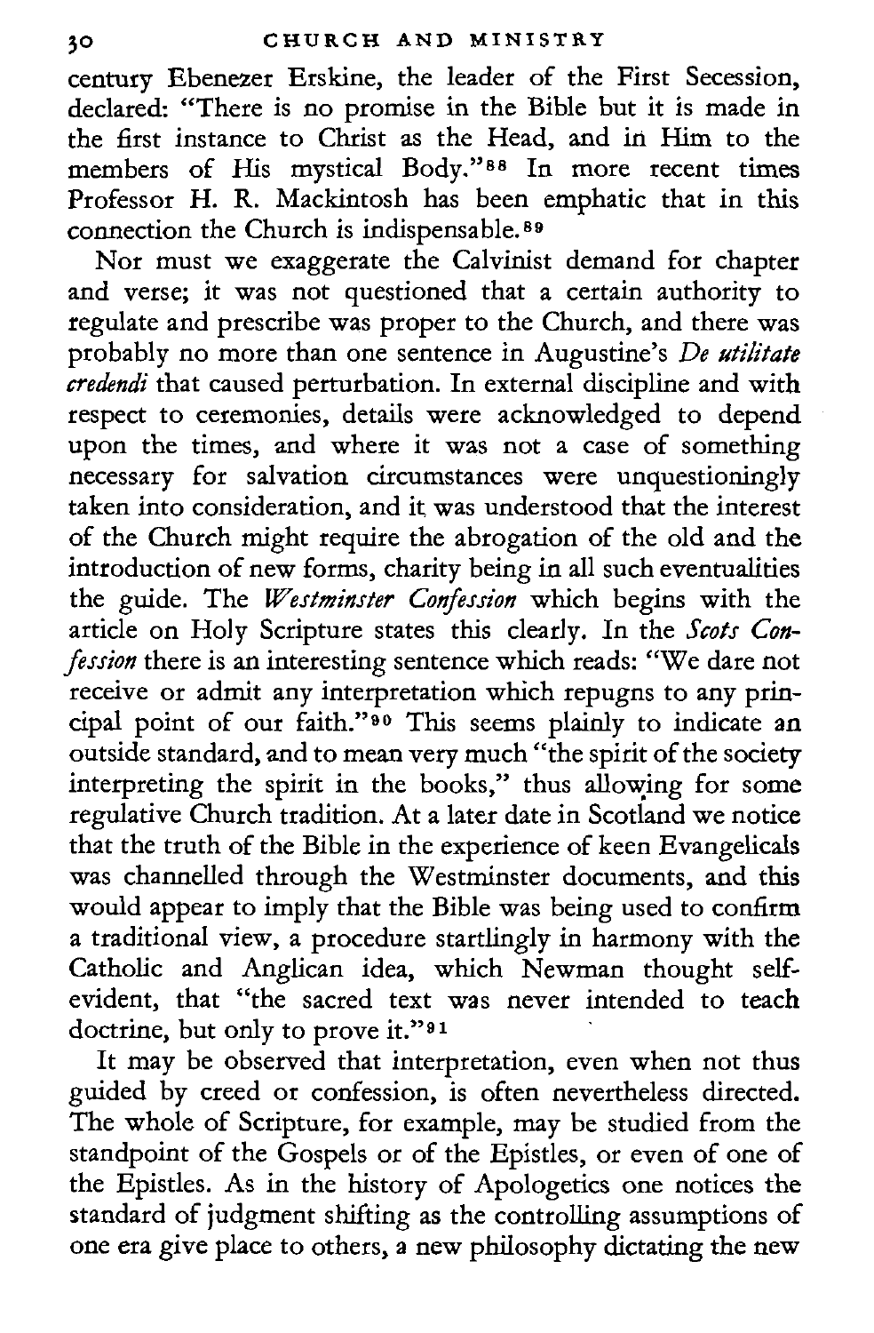century Ebenezer Erskine, the leader of the First Secession, declared: "There is no promise in the Bible but it is made in the first instance to Christ as the Head, and in Him to the members of His mystical Body."[88] In more recent times Professor H. R. Mackintosh has been emphatic that in this connection the Church is indispensable.[89]

Nor must we exaggerate the Calvinist demand for chapter and verse; it was not questioned that a certain authority to regulate and prescribe was proper to the Church, and there was probably no more than one sentence in Augustine's *De utilitate credendi* that caused perturbation. In external discipline and with respect to ceremonies, details were acknowledged to depend upon the times, and where it was not a case of something necessary for salvation circumstances were unquestioningly taken into consideration, and it was understood that the interest of the Church might require the abrogation of the old and the introduction of new forms, charity being in all such eventualities the guide. The *Westminster Confession* which begins with the article on Holy Scripture states this clearly. In the *Scots Confession* there is an interesting sentence which reads: "We dare not receive or admit any interpretation which repugns to any principal point of our faith."[90] This seems plainly to indicate an outside standard, and to mean very much "the spirit of the society interpreting the spirit in the books," thus allowing for some regulative Church tradition. At a later date in Scotland we notice that the truth of the Bible in the experience of keen Evangelicals was channelled through the Westminster documents, and this would appear to imply that the Bible was being used to confirm a traditional view, a procedure startlingly in harmony with the Catholic and Anglican idea, which Newman thought self-evident, that "the sacred text was never intended to teach doctrine, but only to prove it."[91]

It may be observed that interpretation, even when not thus guided by creed or confession, is often nevertheless directed. The whole of Scripture, for example, may be studied from the standpoint of the Gospels or of the Epistles, or even of one of the Epistles. As in the history of Apologetics one notices the standard of judgment shifting as the controlling assumptions of one era give place to others, a new philosophy dictating the new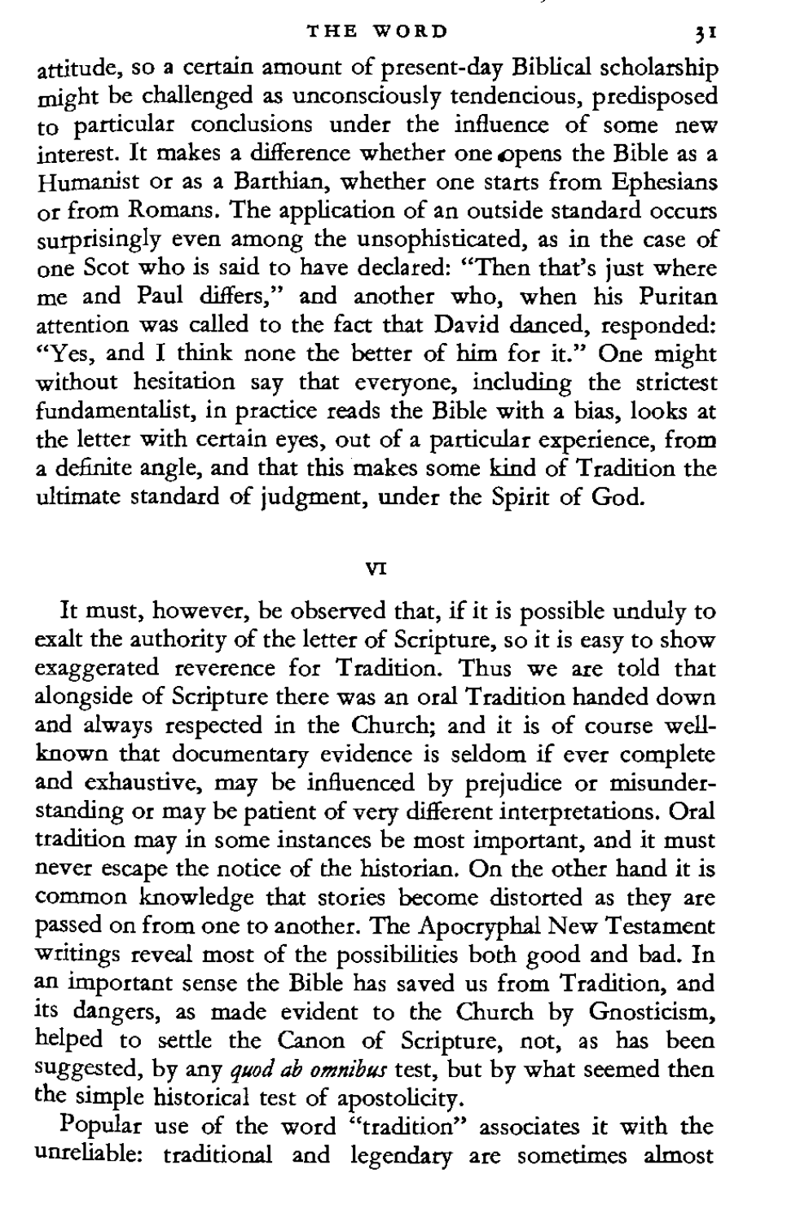attitude, so a certain amount of present-day Biblical scholarship might be challenged as unconsciously tendencious, predisposed to particular conclusions under the influence of some new interest. It makes a difference whether one opens the Bible as a Humanist or as a Barthian, whether one starts from Ephesians or from Romans. The application of an outside standard occurs surprisingly even among the unsophisticated, as in the case of one Scot who is said to have declared: "Then that's just where me and Paul differs," and another who, when his Puritan attention was called to the fact that David danced, responded: "Yes, and I think none the better of him for it." One might without hesitation say that everyone, including the strictest fundamentalist, in practice reads the Bible with a bias, looks at the letter with certain eyes, out of a particular experience, from a definite angle, and that this makes some kind of Tradition the ultimate standard of judgment, under the Spirit of God.

## VI

It must, however, be observed that, if it is possible unduly to exalt the authority of the letter of Scripture, so it is easy to show exaggerated reverence for Tradition. Thus we are told that alongside of Scripture there was an oral Tradition handed down and always respected in the Church; and it is of course well-known that documentary evidence is seldom if ever complete and exhaustive, may be influenced by prejudice or misunderstanding or may be patient of very different interpretations. Oral tradition may in some instances be most important, and it must never escape the notice of the historian. On the other hand it is common knowledge that stories become distorted as they are passed on from one to another. The Apocryphal New Testament writings reveal most of the possibilities both good and bad. In an important sense the Bible has saved us from Tradition, and its dangers, as made evident to the Church by Gnosticism, helped to settle the Canon of Scripture, not, as has been suggested, by any *quod ab omnibus* test, but by what seemed then the simple historical test of apostolicity.

Popular use of the word "tradition" associates it with the unreliable: traditional and legendary are sometimes almost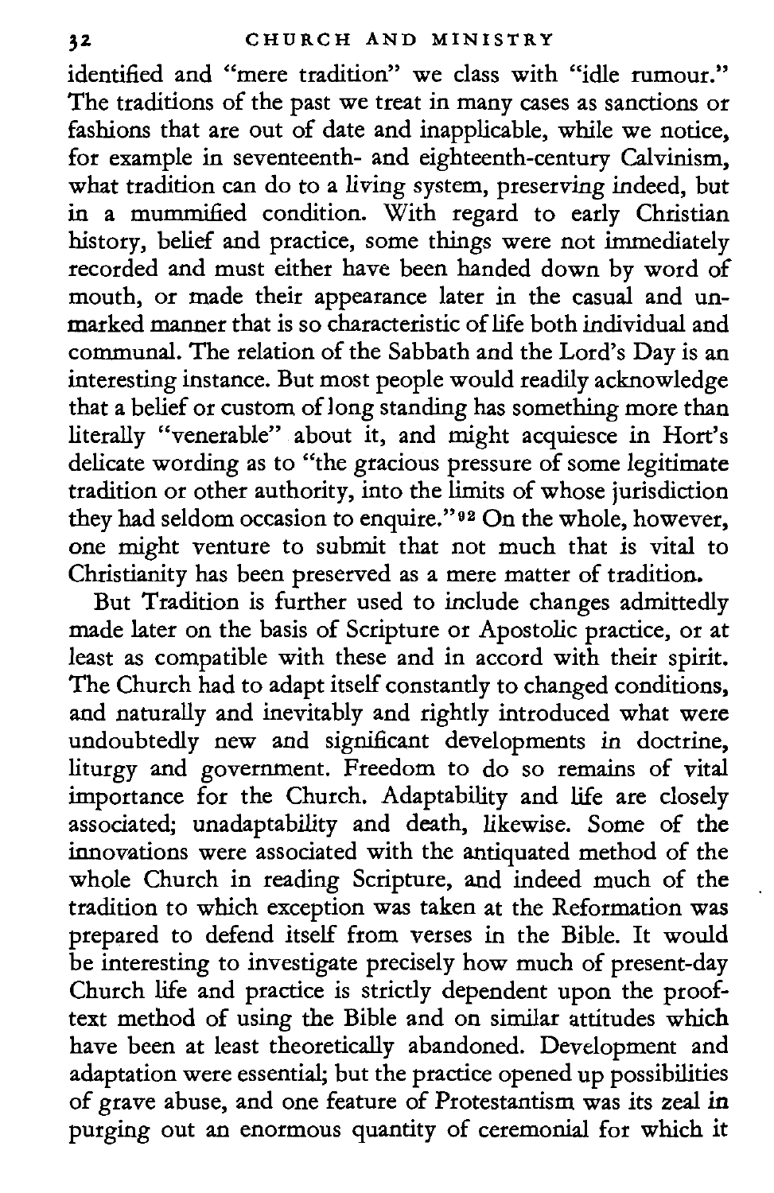identified and "mere tradition" we class with "idle rumour." The traditions of the past we treat in many cases as sanctions or fashions that are out of date and inapplicable, while we notice, for example in seventeenth- and eighteenth-century Calvinism, what tradition can do to a *living* system, preserving indeed, but in a mummified condition. With regard to early Christian history, belief and practice, some things were not immediately recorded and must either have been handed down by word of mouth, or made their appearance later in the casual and unmarked manner that is so characteristic of life both individual and communal. The relation of the Sabbath and the Lord's Day is an interesting instance. But most people would readily acknowledge that a belief or custom of long standing has something more than literally "venerable" about it, and might acquiesce in Hort's delicate wording as to "the gracious pressure of some legitimate tradition or other authority, into the limits of whose jurisdiction they had seldom occasion to enquire."[92] On the whole, however, one might venture to submit that not much that is vital to Christianity has been preserved as a mere matter of tradition.

But Tradition is further used to include changes admittedly made later on the basis of Scripture or Apostolic practice, or at least as compatible with these and in accord with their spirit. The Church had to adapt itself constantly to changed conditions, and naturally and inevitably and rightly introduced what were undoubtedly new and significant developments in doctrine, liturgy and government. Freedom to do so remains of vital importance for the Church. Adaptability and life are closely associated; unadaptability and death, likewise. Some of the innovations were associated with the antiquated method of the whole Church in reading Scripture, and indeed much of the tradition to which exception was taken at the Reformation was prepared to defend itself from verses in the Bible. It would be interesting to investigate precisely how much of present-day Church life and practice is strictly dependent upon the proof-text method of using the Bible and on similar attitudes which have been at least theoretically abandoned. Development and adaptation were essential; but the practice opened up possibilities of grave abuse, and one feature of Protestantism was its zeal in purging out an enormous quantity of ceremonial for which it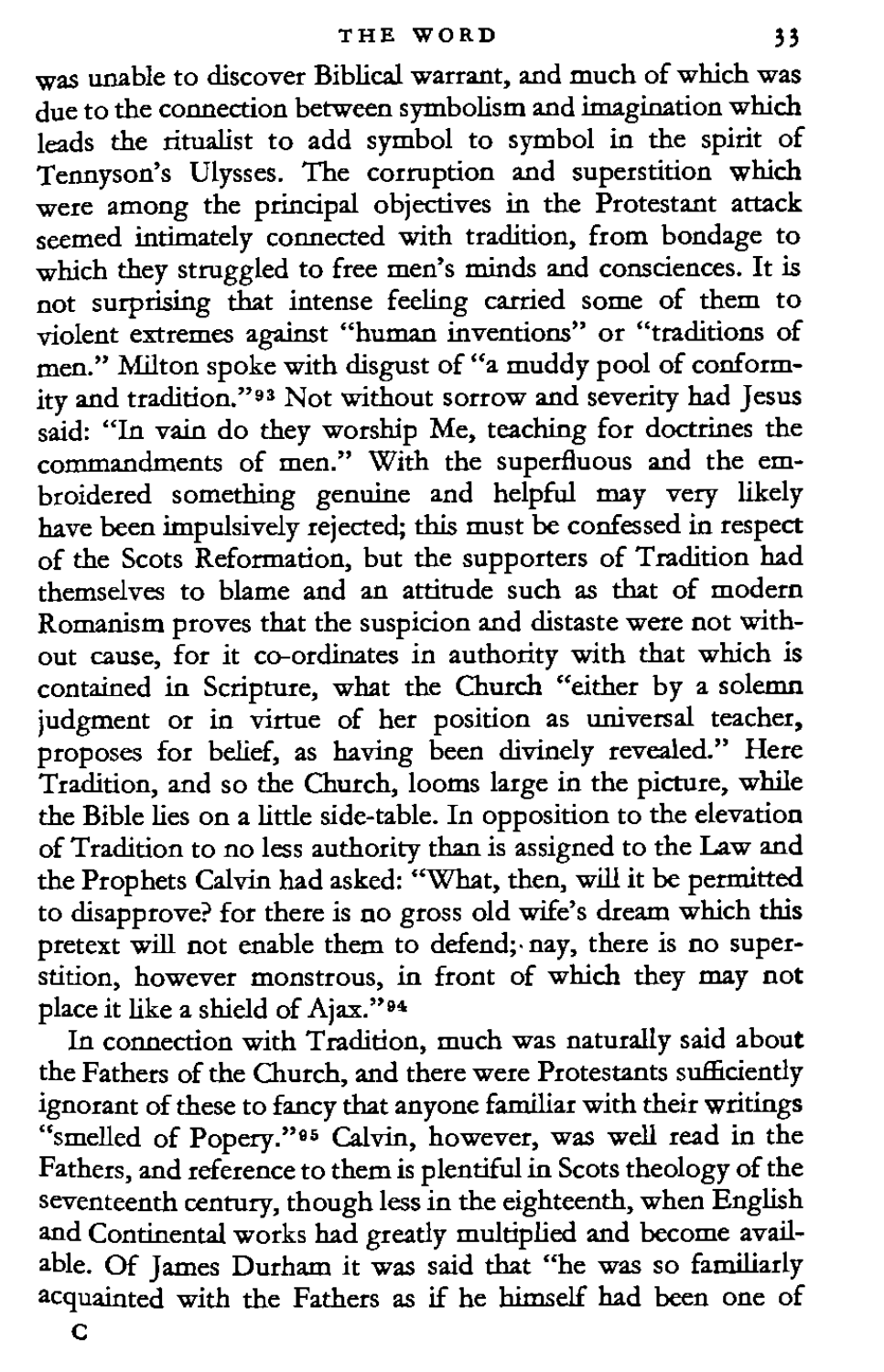was unable to discover Biblical warrant, and much of which was due to the connection between symbolism and imagination which leads the ritualist to add symbol to symbol in the spirit of Tennyson's Ulysses. The corruption and superstition which were among the principal objectives in the Protestant attack seemed intimately connected with tradition, from bondage to which they struggled to free men's minds and consciences. It is not surprising that intense feeling carried some of them to violent extremes against "human inventions" or "traditions of men." Milton spoke with disgust of "a muddy pool of conformity and tradition."[93] Not without sorrow and severity had Jesus said: "In vain do they worship Me, teaching for doctrines the commandments of men." With the superfluous and the embroidered something genuine and helpful may very likely have been impulsively rejected; this must be confessed in respect of the Scots Reformation, but the supporters of Tradition had themselves to blame and an attitude such as that of modern Romanism proves that the suspicion and distaste were not without cause, for it co-ordinates in authority with that which is contained in Scripture, what the Church "either by a solemn judgment or in virtue of her position as universal teacher, proposes for belief, as having been divinely revealed." Here Tradition, and so the Church, looms large in the picture, while the Bible lies on a little side-table. In opposition to the elevation of Tradition to no less authority than is assigned to the Law and the Prophets Calvin had asked: "What, then, will it be permitted to disapprove? for there is no gross old wife's dream which this pretext will not enable them to defend; nay, there is no superstition, however monstrous, in front of which they may not place it like a shield of Ajax."[94]

In connection with Tradition, much was naturally said about the Fathers of the Church, and there were Protestants sufficiently ignorant of these to fancy that anyone familiar with their writings "smelled of Popery."[95] Calvin, however, was well read in the Fathers, and reference to them is plentiful in Scots theology of the seventeenth century, though less in the eighteenth, when English and Continental works had greatly multiplied and become available. Of James Durham it was said that "he was so familiarly acquainted with the Fathers as if he himself had been one of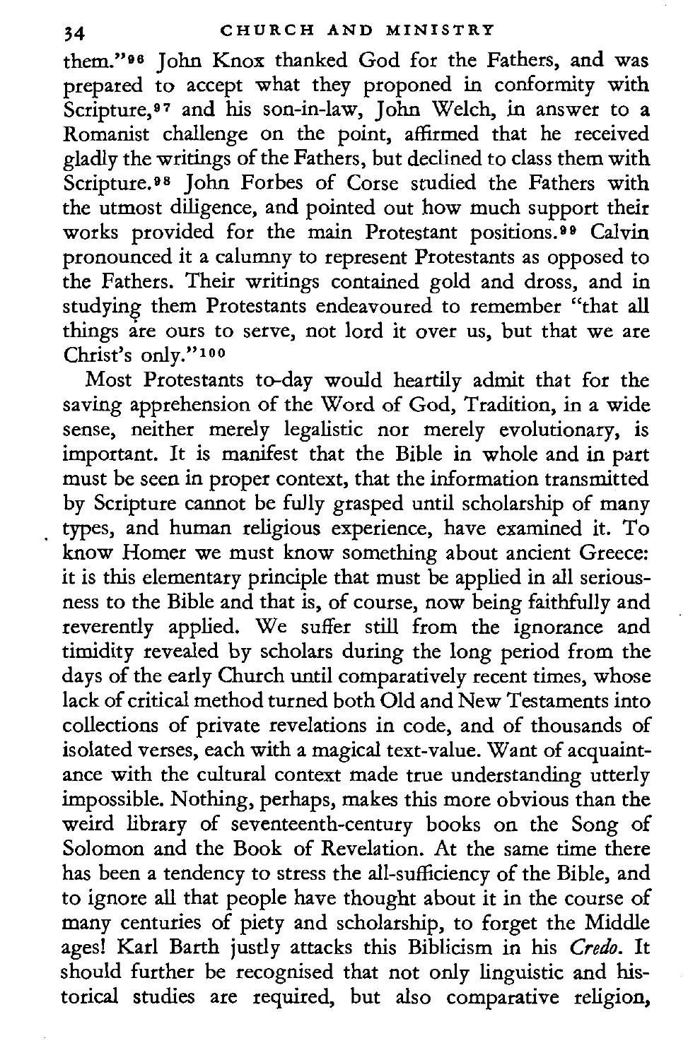them."[96] John Knox thanked God for the Fathers, and was prepared to accept what they proponed in conformity with Scripture,[97] and his son-in-law, John Welch, in answer to a Romanist challenge on the point, affirmed that he received gladly the writings of the Fathers, but declined to class them with Scripture.[98] John Forbes of Corse studied the Fathers with the utmost diligence, and pointed out how much support their works provided for the main Protestant positions.[99] Calvin pronounced it a calumny to represent Protestants as opposed to the Fathers. Their writings contained gold and dross, and in studying them Protestants endeavoured to remember "that all things are ours to serve, not lord it over us, but that we are Christ's only."[100]

Most Protestants to-day would heartily admit that for the saving apprehension of the Word of God, Tradition, in a wide sense, neither merely legalistic nor merely evolutionary, is important. It is manifest that the Bible in whole and in part must be seen in proper context, that the information transmitted by Scripture cannot be fully grasped until scholarship of many types, and human religious experience, have examined it. To know Homer we must know something about ancient Greece: it is this elementary principle that must be applied in all seriousness to the Bible and that is, of course, now being faithfully and reverently applied. We suffer still from the ignorance and timidity revealed by scholars during the long period from the days of the early Church until comparatively recent times, whose lack of critical method turned both Old and New Testaments into collections of private revelations in code, and of thousands of isolated verses, each with a magical text-value. Want of acquaintance with the cultural context made true understanding utterly impossible. Nothing, perhaps, makes this more obvious than the weird library of seventeenth-century books on the Song of Solomon and the Book of Revelation. At the same time there has been a tendency to stress the all-sufficiency of the Bible, and to ignore all that people have thought about it in the course of many centuries of piety and scholarship, to forget the Middle ages! Karl Barth justly attacks this Biblicism in his *Credo*. It should further be recognised that not only linguistic and historical studies are required, but also comparative religion,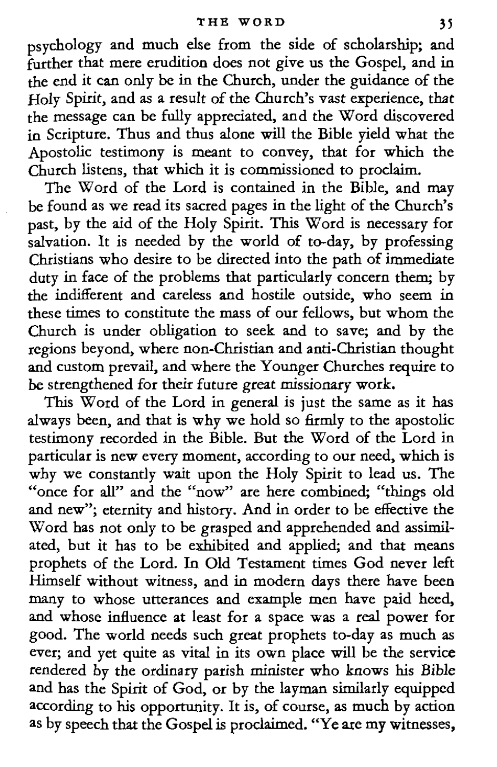psychology and much else from the side of scholarship; and further that mere erudition does not give us the Gospel, and in the end it can only be in the Church, under the guidance of the Holy Spirit, and as a result of the Church's vast experience, that the message can be fully appreciated, and the Word discovered in Scripture. Thus and thus alone will the Bible yield what the Apostolic testimony is meant to convey, that for which the Church listens, that which it is commissioned to proclaim.

The Word of the Lord is contained in the Bible, and may be found as we read its sacred pages in the light of the Church's past, by the aid of the Holy Spirit. This Word is necessary for salvation. It is needed by the world of to-day, by professing Christians who desire to be directed into the path of immediate duty in face of the problems that particularly concern them; by the indifferent and careless and hostile outside, who seem in these times to constitute the mass of our fellows, but whom the Church is under obligation to seek and to save; and by the regions beyond, where non-Christian and anti-Christian thought and custom prevail, and where the Younger Churches require to be strengthened for their future great missionary work.

This Word of the Lord in general is just the same as it has always been, and that is why we hold so firmly to the apostolic testimony recorded in the Bible. But the Word of the Lord in particular is new every moment, according to our need, which is why we constantly wait upon the Holy Spirit to lead us. The "once for all" and the "now" are here combined; "things old and new"; eternity and history. And in order to be effective the Word has not only to be grasped and apprehended and assimilated, but it has to be exhibited and applied; and that means prophets of the Lord. In Old Testament times God never left Himself without witness, and in modern days there have been many to whose utterances and example men have paid heed, and whose influence at least for a space was a real power for good. The world needs such great prophets to-day as much as ever; and yet quite as vital in its own place will be the service rendered by the ordinary parish minister who knows his Bible and has the Spirit of God, or by the layman similarly equipped according to his opportunity. It is, of course, as much by action as by speech that the Gospel is proclaimed. "Ye are my witnesses,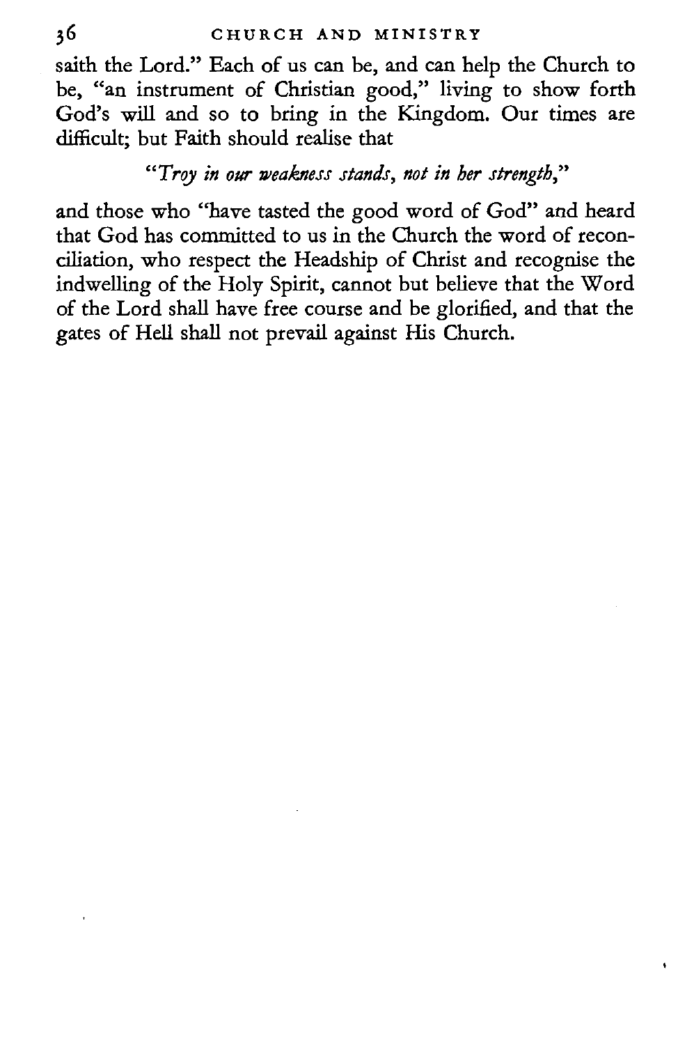saith the Lord." Each of us can be, and can help the Church to be, "an instrument of Christian good," living to show forth God's will and so to bring in the Kingdom. Our times are difficult; but Faith should realise that

> "*Troy in our weakness stands, not in her strength,*"

and those who "have tasted the good word of God" and heard that God has committed to us in the Church the word of reconciliation, who respect the Headship of Christ and recognise the indwelling of the Holy Spirit, cannot but believe that the Word of the Lord shall have free course and be glorified, and that the gates of Hell shall not prevail against His Church.